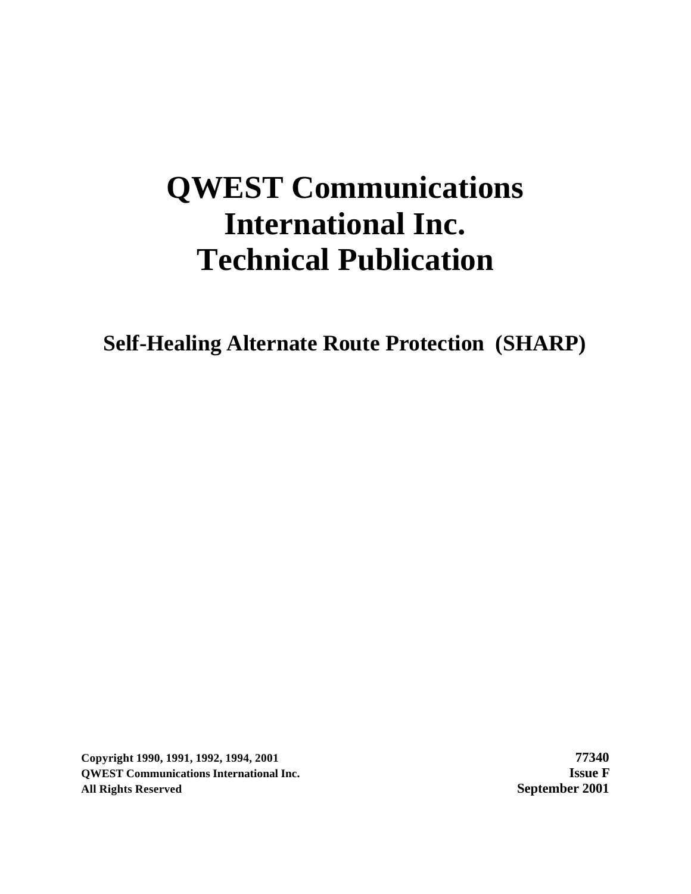# QWEST Communications International Inc. Technical Publication

## Self-Healing Alternate Route Protection (SHARP)

**Copyright 1990, 1991, 1992, 1994, 2001**
**QWEST Communications International Inc.**
**All Rights Reserved**

**77340**
**Issue F**
**September 2001**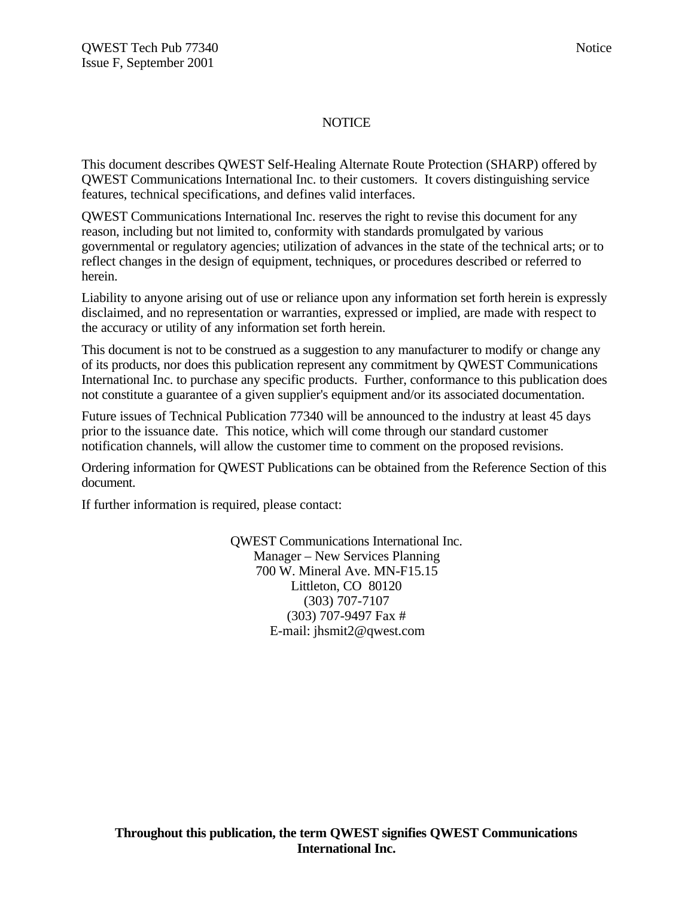# NOTICE

This document describes QWEST Self-Healing Alternate Route Protection (SHARP) offered by QWEST Communications International Inc. to their customers. It covers distinguishing service features, technical specifications, and defines valid interfaces.

QWEST Communications International Inc. reserves the right to revise this document for any reason, including but not limited to, conformity with standards promulgated by various governmental or regulatory agencies; utilization of advances in the state of the technical arts; or to reflect changes in the design of equipment, techniques, or procedures described or referred to herein.

Liability to anyone arising out of use or reliance upon any information set forth herein is expressly disclaimed, and no representation or warranties, expressed or implied, are made with respect to the accuracy or utility of any information set forth herein.

This document is not to be construed as a suggestion to any manufacturer to modify or change any of its products, nor does this publication represent any commitment by QWEST Communications International Inc. to purchase any specific products. Further, conformance to this publication does not constitute a guarantee of a given supplier's equipment and/or its associated documentation.

Future issues of Technical Publication 77340 will be announced to the industry at least 45 days prior to the issuance date. This notice, which will come through our standard customer notification channels, will allow the customer time to comment on the proposed revisions.

Ordering information for QWEST Publications can be obtained from the Reference Section of this document.

If further information is required, please contact:

QWEST Communications International Inc.
Manager – New Services Planning
700 W. Mineral Ave. MN-F15.15
Littleton, CO 80120
(303) 707-7107
(303) 707-9497 Fax #
E-mail: jhsmit2@qwest.com

**Throughout this publication, the term QWEST signifies QWEST Communications International Inc.**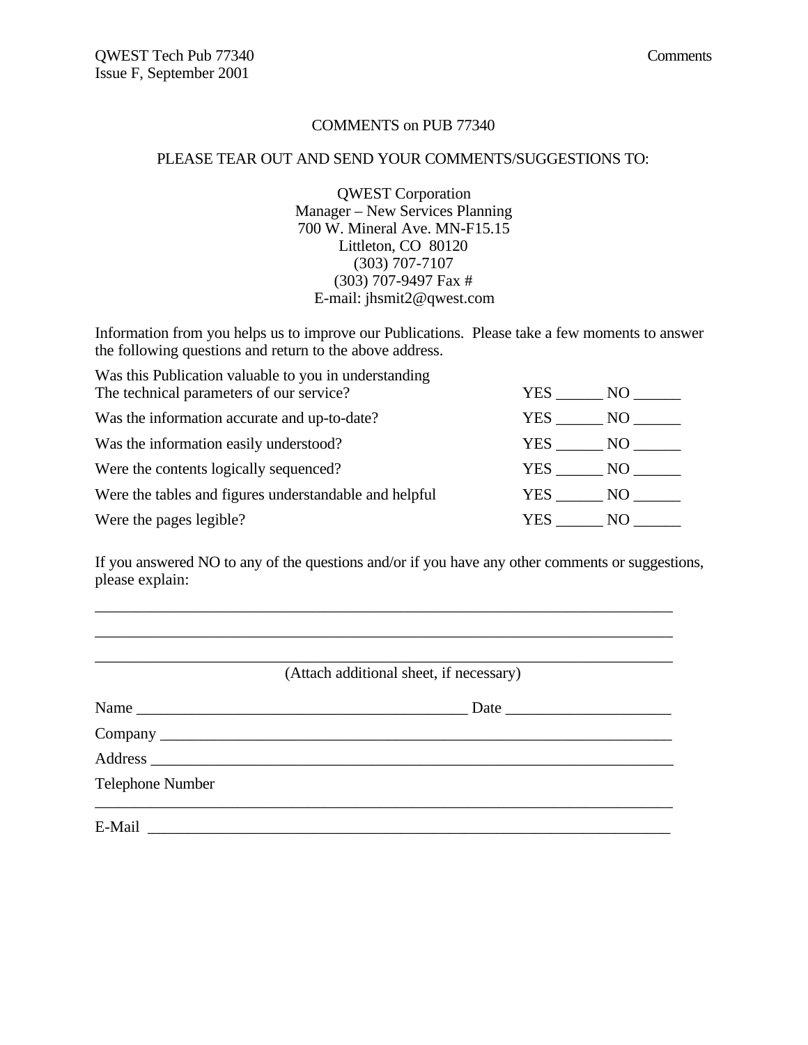# COMMENTS on PUB 77340

PLEASE TEAR OUT AND SEND YOUR COMMENTS/SUGGESTIONS TO:

QWEST Corporation  
Manager – New Services Planning  
700 W. Mineral Ave. MN-F15.15  
Littleton, CO 80120  
(303) 707-7107  
(303) 707-9497 Fax #  
E-mail: jhsmit2@qwest.com

Information from you helps us to improve our Publications. Please take a few moments to answer the following questions and return to the above address.

| | |
|---|---|
| Was this Publication valuable to you in understanding The technical parameters of our service? | YES ______ NO ______ |
| Was the information accurate and up-to-date? | YES ______ NO ______ |
| Was the information easily understood? | YES ______ NO ______ |
| Were the contents logically sequenced? | YES ______ NO ______ |
| Were the tables and figures understandable and helpful | YES ______ NO ______ |
| Were the pages legible? | YES ______ NO ______ |

If you answered NO to any of the questions and/or if you have any other comments or suggestions, please explain:

_____________________________________________________________________________

_____________________________________________________________________________

_____________________________________________________________________________

(Attach additional sheet, if necessary)

Name ____________________________________________ Date _____________________

Company ___________________________________________________________________

Address ____________________________________________________________________

Telephone Number

_____________________________________________________________________________

E-Mail ____________________________________________________________________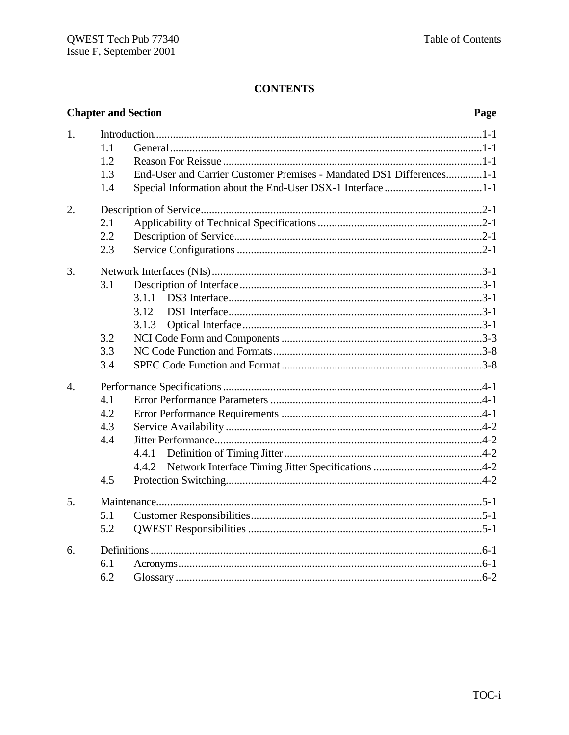# CONTENTS

| Chapter and Section | | | Page |
|---|---|---|---|
| 1. | Introduction | | 1-1 |
| | 1.1 | General | 1-1 |
| | 1.2 | Reason For Reissue | 1-1 |
| | 1.3 | End-User and Carrier Customer Premises - Mandated DS1 Differences | 1-1 |
| | 1.4 | Special Information about the End-User DSX-1 Interface | 1-1 |
| 2. | Description of Service | | 2-1 |
| | 2.1 | Applicability of Technical Specifications | 2-1 |
| | 2.2 | Description of Service | 2-1 |
| | 2.3 | Service Configurations | 2-1 |
| 3. | Network Interfaces (NIs) | | 3-1 |
| | 3.1 | Description of Interface | 3-1 |
| | | 3.1.1 DS3 Interface | 3-1 |
| | | 3.12 DS1 Interface | 3-1 |
| | | 3.1.3 Optical Interface | 3-1 |
| | 3.2 | NCI Code Form and Components | 3-3 |
| | 3.3 | NC Code Function and Formats | 3-8 |
| | 3.4 | SPEC Code Function and Format | 3-8 |
| 4. | Performance Specifications | | 4-1 |
| | 4.1 | Error Performance Parameters | 4-1 |
| | 4.2 | Error Performance Requirements | 4-1 |
| | 4.3 | Service Availability | 4-2 |
| | 4.4 | Jitter Performance | 4-2 |
| | | 4.4.1 Definition of Timing Jitter | 4-2 |
| | | 4.4.2 Network Interface Timing Jitter Specifications | 4-2 |
| | 4.5 | Protection Switching | 4-2 |
| 5. | Maintenance | | 5-1 |
| | 5.1 | Customer Responsibilities | 5-1 |
| | 5.2 | QWEST Responsibilities | 5-1 |
| 6. | Definitions | | 6-1 |
| | 6.1 | Acronyms | 6-1 |
| | 6.2 | Glossary | 6-2 |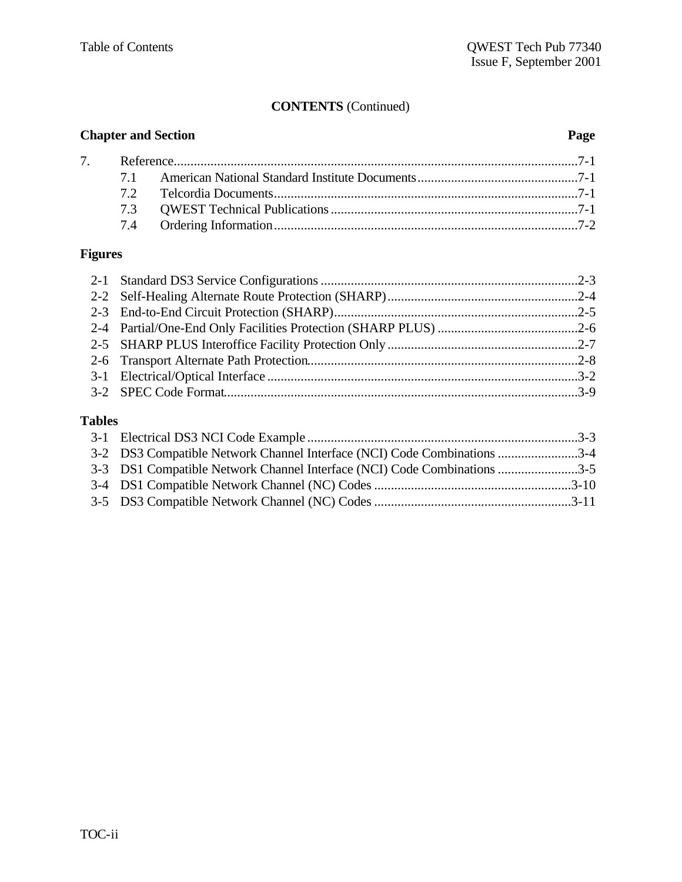**CONTENTS** (Continued)

| **Chapter and Section** | | **Page** |
|---|---|---|
| 7. | Reference | 7-1 |
| 7.1 | American National Standard Institute Documents | 7-1 |
| 7.2 | Telcordia Documents | 7-1 |
| 7.3 | QWEST Technical Publications | 7-1 |
| 7.4 | Ordering Information | 7-2 |

**Figures**

| | | |
|---|---|---|
| 2-1 | Standard DS3 Service Configurations | 2-3 |
| 2-2 | Self-Healing Alternate Route Protection (SHARP) | 2-4 |
| 2-3 | End-to-End Circuit Protection (SHARP) | 2-5 |
| 2-4 | Partial/One-End Only Facilities Protection (SHARP PLUS) | 2-6 |
| 2-5 | SHARP PLUS Interoffice Facility Protection Only | 2-7 |
| 2-6 | Transport Alternate Path Protection | 2-8 |
| 3-1 | Electrical/Optical Interface | 3-2 |
| 3-2 | SPEC Code Format | 3-9 |

**Tables**

| | | |
|---|---|---|
| 3-1 | Electrical DS3 NCI Code Example | 3-3 |
| 3-2 | DS3 Compatible Network Channel Interface (NCI) Code Combinations | 3-4 |
| 3-3 | DS1 Compatible Network Channel Interface (NCI) Code Combinations | 3-5 |
| 3-4 | DS1 Compatible Network Channel (NC) Codes | 3-10 |
| 3-5 | DS3 Compatible Network Channel (NC) Codes | 3-11 |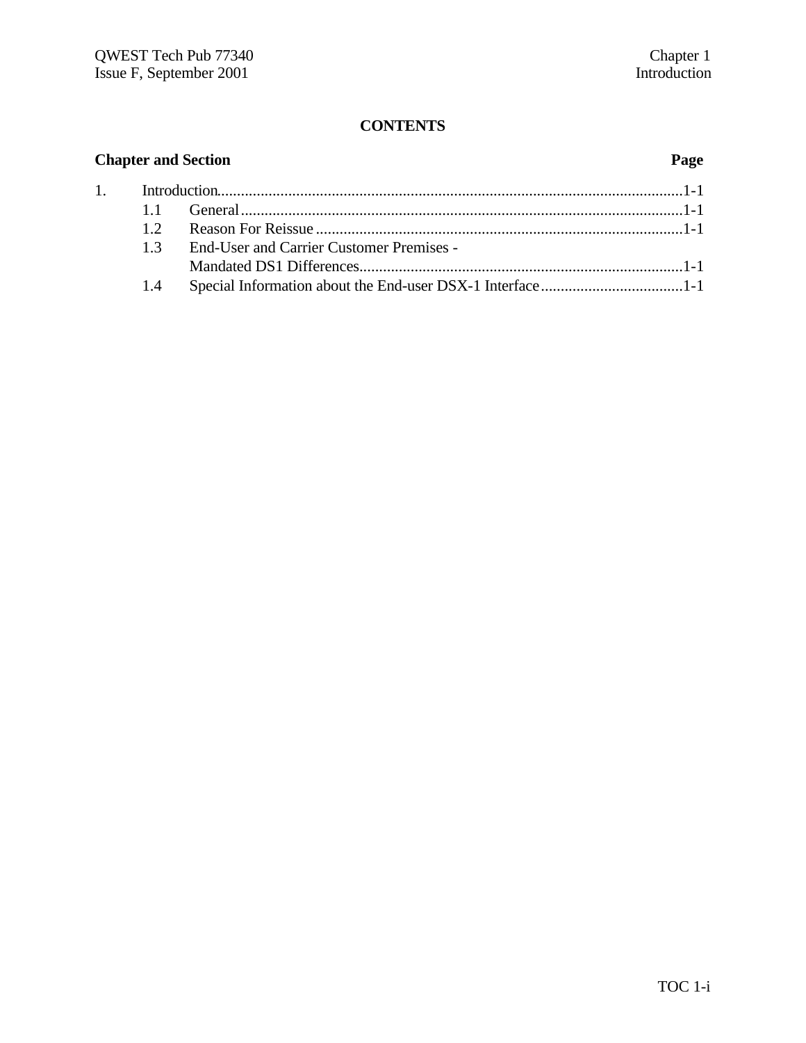**CONTENTS**

**Chapter and Section** **Page**

1. Introduction........................................................................................................................1-1
   - 1.1 General..................................................................................................................1-1
   - 1.2 Reason For Reissue ..............................................................................................1-1
   - 1.3 End-User and Carrier Customer Premises - Mandated DS1 Differences..................................................................................1-1
   - 1.4 Special Information about the End-user DSX-1 Interface.....................................1-1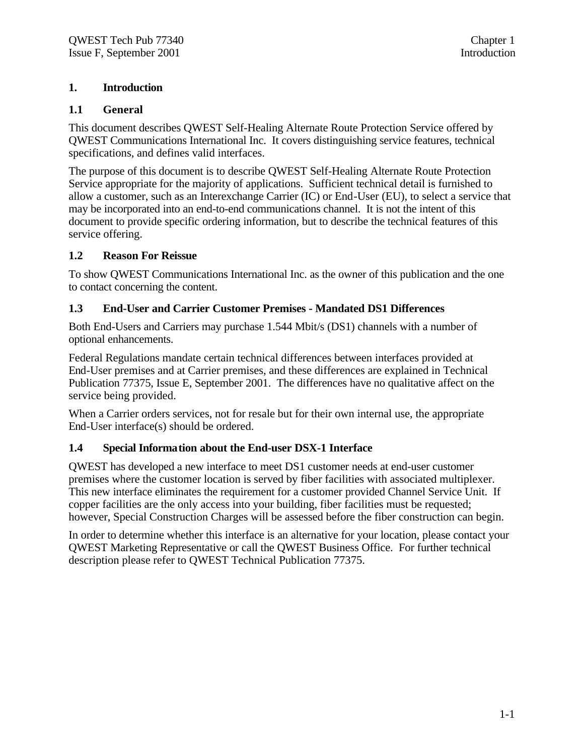# 1. Introduction

## 1.1 General

This document describes QWEST Self-Healing Alternate Route Protection Service offered by QWEST Communications International Inc. It covers distinguishing service features, technical specifications, and defines valid interfaces.

The purpose of this document is to describe QWEST Self-Healing Alternate Route Protection Service appropriate for the majority of applications. Sufficient technical detail is furnished to allow a customer, such as an Interexchange Carrier (IC) or End-User (EU), to select a service that may be incorporated into an end-to-end communications channel. It is not the intent of this document to provide specific ordering information, but to describe the technical features of this service offering.

## 1.2 Reason For Reissue

To show QWEST Communications International Inc. as the owner of this publication and the one to contact concerning the content.

## 1.3 End-User and Carrier Customer Premises - Mandated DS1 Differences

Both End-Users and Carriers may purchase 1.544 Mbit/s (DS1) channels with a number of optional enhancements.

Federal Regulations mandate certain technical differences between interfaces provided at End-User premises and at Carrier premises, and these differences are explained in Technical Publication 77375, Issue E, September 2001. The differences have no qualitative affect on the service being provided.

When a Carrier orders services, not for resale but for their own internal use, the appropriate End-User interface(s) should be ordered.

## 1.4 Special Information about the End-user DSX-1 Interface

QWEST has developed a new interface to meet DS1 customer needs at end-user customer premises where the customer location is served by fiber facilities with associated multiplexer. This new interface eliminates the requirement for a customer provided Channel Service Unit. If copper facilities are the only access into your building, fiber facilities must be requested; however, Special Construction Charges will be assessed before the fiber construction can begin.

In order to determine whether this interface is an alternative for your location, please contact your QWEST Marketing Representative or call the QWEST Business Office. For further technical description please refer to QWEST Technical Publication 77375.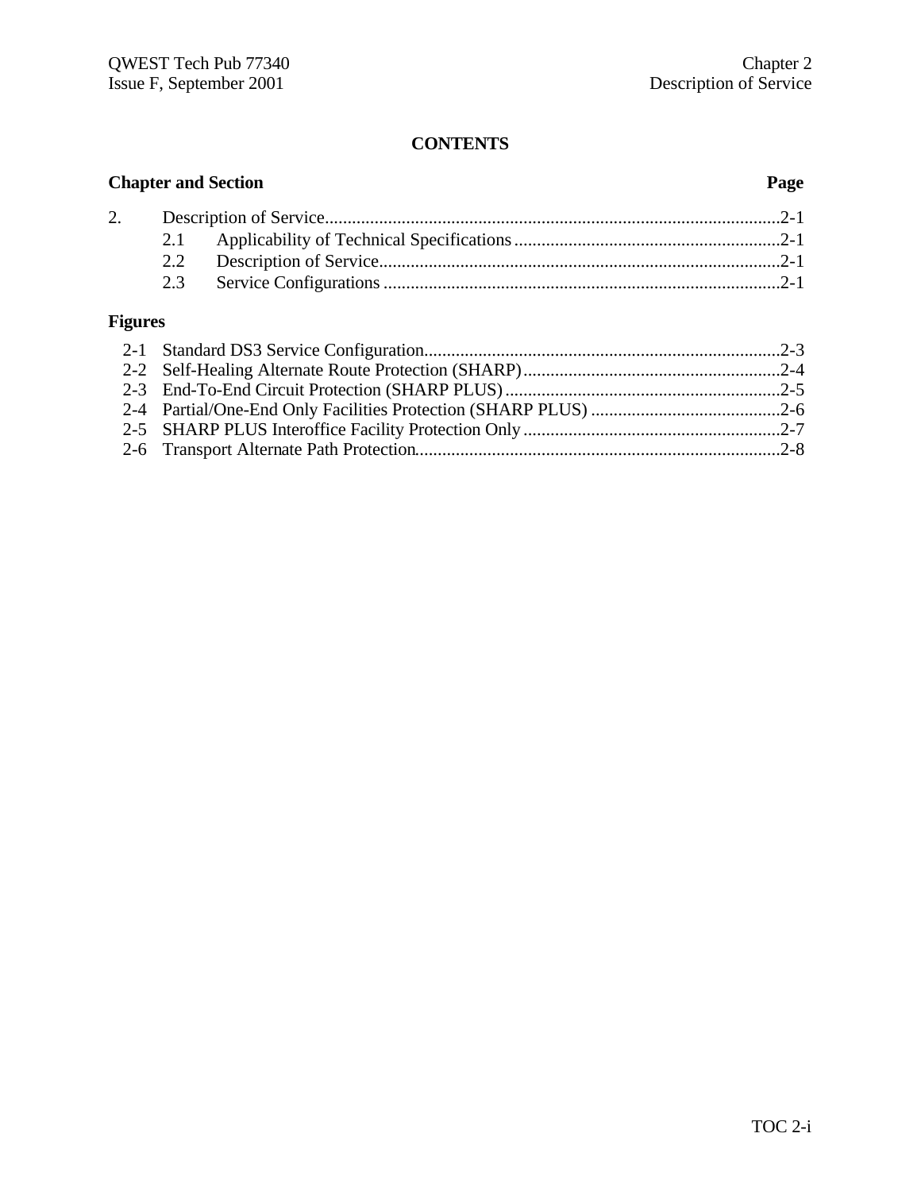**CONTENTS**

| Chapter and Section | | Page |
|---|---|---|
| 2. | Description of Service | 2-1 |
| | 2.1 Applicability of Technical Specifications | 2-1 |
| | 2.2 Description of Service | 2-1 |
| | 2.3 Service Configurations | 2-1 |

**Figures**

| | | |
|---|---|---|
| 2-1 | Standard DS3 Service Configuration | 2-3 |
| 2-2 | Self-Healing Alternate Route Protection (SHARP) | 2-4 |
| 2-3 | End-To-End Circuit Protection (SHARP PLUS) | 2-5 |
| 2-4 | Partial/One-End Only Facilities Protection (SHARP PLUS) | 2-6 |
| 2-5 | SHARP PLUS Interoffice Facility Protection Only | 2-7 |
| 2-6 | Transport Alternate Path Protection | 2-8 |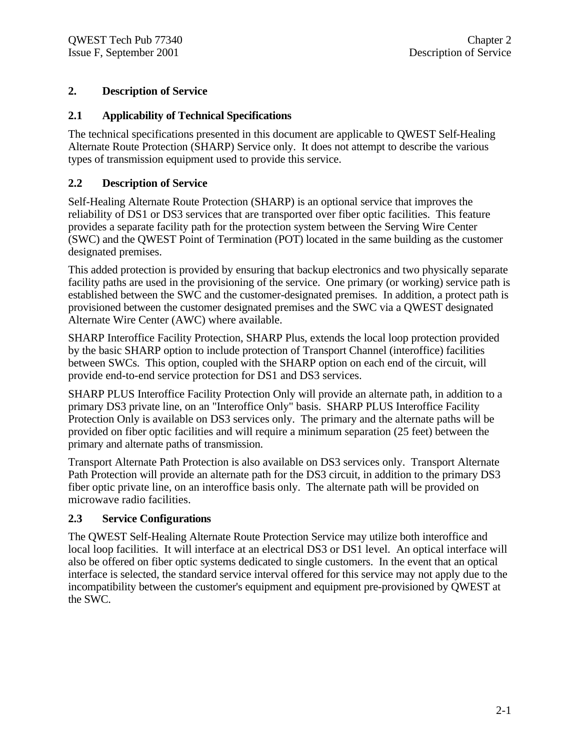# 2. Description of Service

## 2.1 Applicability of Technical Specifications

The technical specifications presented in this document are applicable to QWEST Self-Healing Alternate Route Protection (SHARP) Service only. It does not attempt to describe the various types of transmission equipment used to provide this service.

## 2.2 Description of Service

Self-Healing Alternate Route Protection (SHARP) is an optional service that improves the reliability of DS1 or DS3 services that are transported over fiber optic facilities. This feature provides a separate facility path for the protection system between the Serving Wire Center (SWC) and the QWEST Point of Termination (POT) located in the same building as the customer designated premises.

This added protection is provided by ensuring that backup electronics and two physically separate facility paths are used in the provisioning of the service. One primary (or working) service path is established between the SWC and the customer-designated premises. In addition, a protect path is provisioned between the customer designated premises and the SWC via a QWEST designated Alternate Wire Center (AWC) where available.

SHARP Interoffice Facility Protection, SHARP Plus, extends the local loop protection provided by the basic SHARP option to include protection of Transport Channel (interoffice) facilities between SWCs. This option, coupled with the SHARP option on each end of the circuit, will provide end-to-end service protection for DS1 and DS3 services.

SHARP PLUS Interoffice Facility Protection Only will provide an alternate path, in addition to a primary DS3 private line, on an "Interoffice Only" basis. SHARP PLUS Interoffice Facility Protection Only is available on DS3 services only. The primary and the alternate paths will be provided on fiber optic facilities and will require a minimum separation (25 feet) between the primary and alternate paths of transmission.

Transport Alternate Path Protection is also available on DS3 services only. Transport Alternate Path Protection will provide an alternate path for the DS3 circuit, in addition to the primary DS3 fiber optic private line, on an interoffice basis only. The alternate path will be provided on microwave radio facilities.

## 2.3 Service Configurations

The QWEST Self-Healing Alternate Route Protection Service may utilize both interoffice and local loop facilities. It will interface at an electrical DS3 or DS1 level. An optical interface will also be offered on fiber optic systems dedicated to single customers. In the event that an optical interface is selected, the standard service interval offered for this service may not apply due to the incompatibility between the customer's equipment and equipment pre-provisioned by QWEST at the SWC.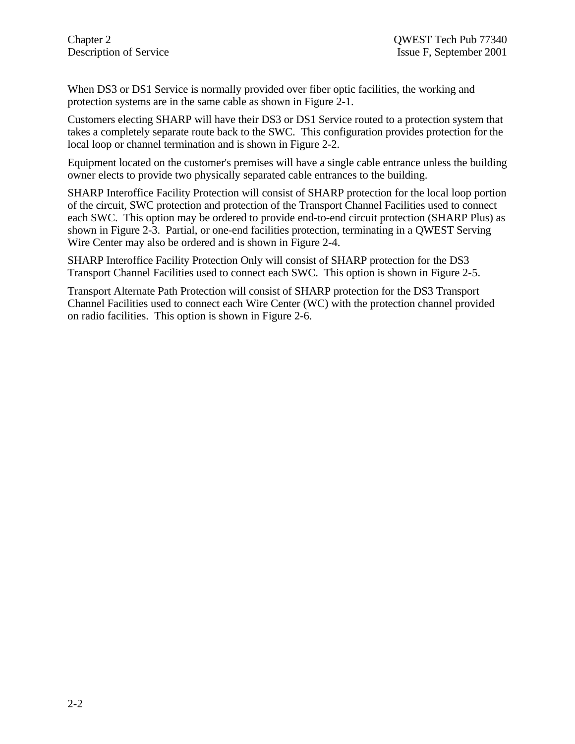When DS3 or DS1 Service is normally provided over fiber optic facilities, the working and protection systems are in the same cable as shown in Figure 2-1.

Customers electing SHARP will have their DS3 or DS1 Service routed to a protection system that takes a completely separate route back to the SWC. This configuration provides protection for the local loop or channel termination and is shown in Figure 2-2.

Equipment located on the customer's premises will have a single cable entrance unless the building owner elects to provide two physically separated cable entrances to the building.

SHARP Interoffice Facility Protection will consist of SHARP protection for the local loop portion of the circuit, SWC protection and protection of the Transport Channel Facilities used to connect each SWC. This option may be ordered to provide end-to-end circuit protection (SHARP Plus) as shown in Figure 2-3. Partial, or one-end facilities protection, terminating in a QWEST Serving Wire Center may also be ordered and is shown in Figure 2-4.

SHARP Interoffice Facility Protection Only will consist of SHARP protection for the DS3 Transport Channel Facilities used to connect each SWC. This option is shown in Figure 2-5.

Transport Alternate Path Protection will consist of SHARP protection for the DS3 Transport Channel Facilities used to connect each Wire Center (WC) with the protection channel provided on radio facilities. This option is shown in Figure 2-6.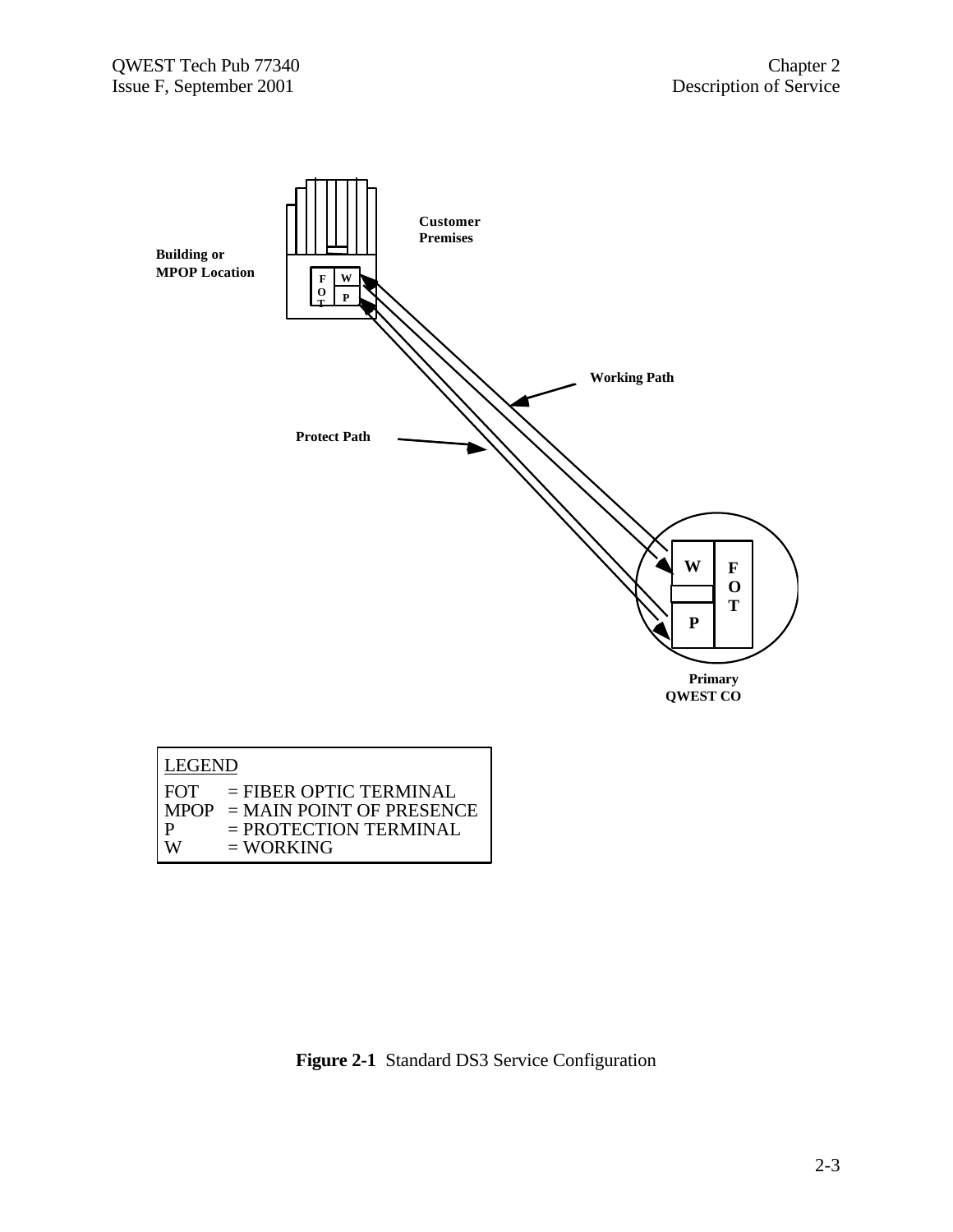Customer Premises

Building or MPOP Location

FOT W P

Working Path

Protect Path

W FOT P

Primary QWEST CO

LEGEND

FOT = FIBER OPTIC TERMINAL
MPOP = MAIN POINT OF PRESENCE
P = PROTECTION TERMINAL
W = WORKING

**Figure 2-1** Standard DS3 Service Configuration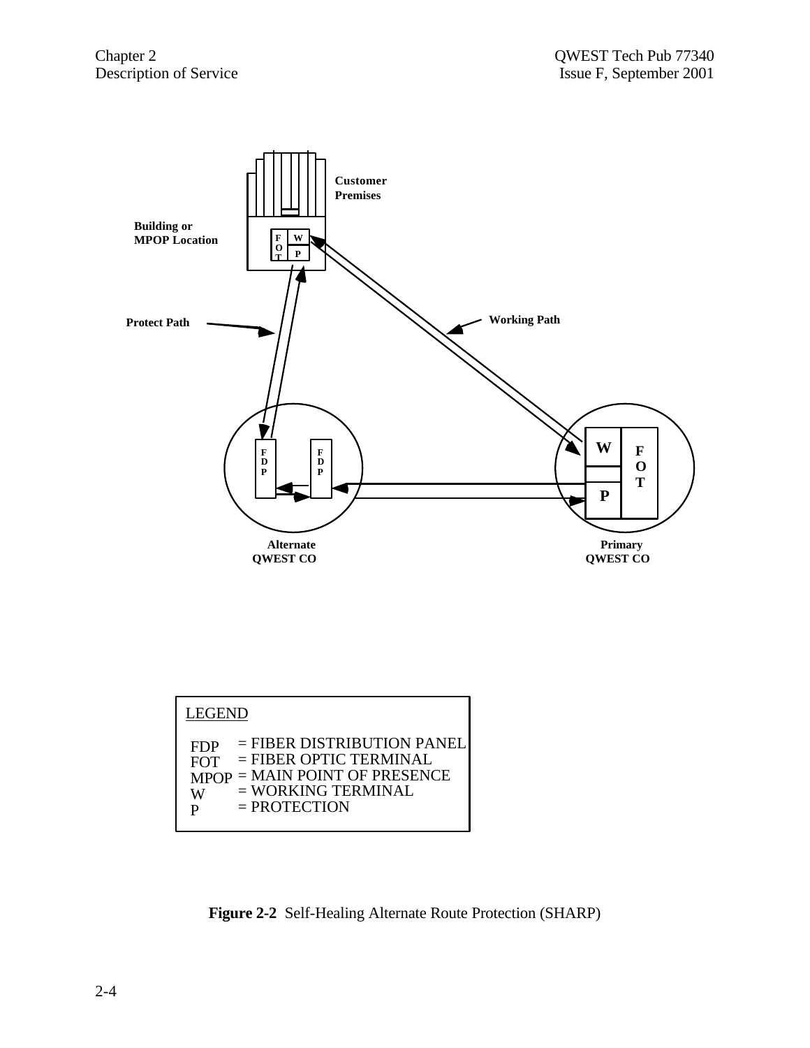Customer
Premises

Building or
MPOP Location

F
O
T

W

P

Protect Path

Working Path

F
D
P

F
D
P

W

P

F
O
T

Alternate
QWEST CO

Primary
QWEST CO

LEGEND

FDP = FIBER DISTRIBUTION PANEL
FOT = FIBER OPTIC TERMINAL
MPOP = MAIN POINT OF PRESENCE
W = WORKING TERMINAL
P = PROTECTION

**Figure 2-2** Self-Healing Alternate Route Protection (SHARP)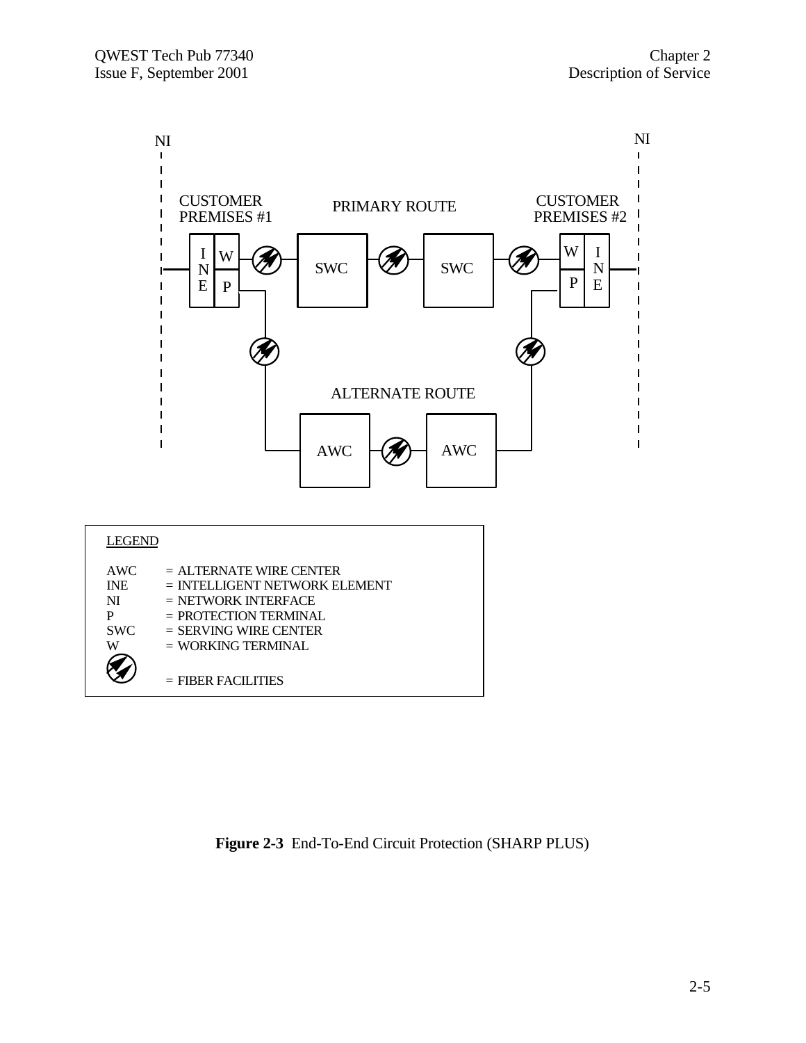NI

NI

CUSTOMER PREMISES #1

PRIMARY ROUTE

CUSTOMER PREMISES #2

INE

W

P

SWC

SWC

W

P

INE

ALTERNATE ROUTE

AWC

AWC

LEGEND

| | |
|---|---|
| AWC | = ALTERNATE WIRE CENTER |
| INE | = INTELLIGENT NETWORK ELEMENT |
| NI | = NETWORK INTERFACE |
| P | = PROTECTION TERMINAL |
| SWC | = SERVING WIRE CENTER |
| W | = WORKING TERMINAL |
| | = FIBER FACILITIES |

**Figure 2-3** End-To-End Circuit Protection (SHARP PLUS)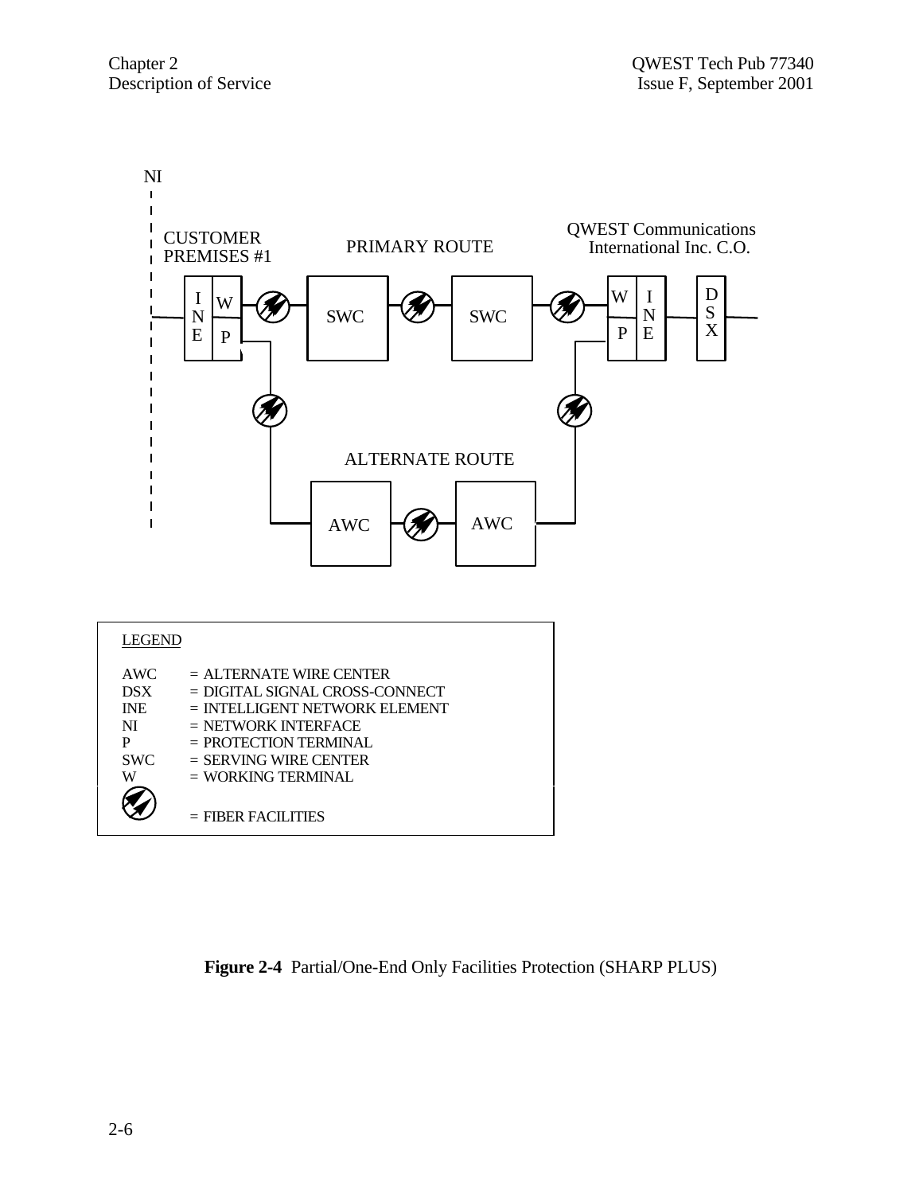NI

CUSTOMER PREMISES #1

PRIMARY ROUTE

QWEST Communications International Inc. C.O.

INE

W

P

SWC

SWC

W

P

INE

DSX

ALTERNATE ROUTE

AWC

AWC

LEGEND

AWC = ALTERNATE WIRE CENTER
DSX = DIGITAL SIGNAL CROSS-CONNECT
INE = INTELLIGENT NETWORK ELEMENT
NI = NETWORK INTERFACE
P = PROTECTION TERMINAL
SWC = SERVING WIRE CENTER
W = WORKING TERMINAL
= FIBER FACILITIES

**Figure 2-4** Partial/One-End Only Facilities Protection (SHARP PLUS)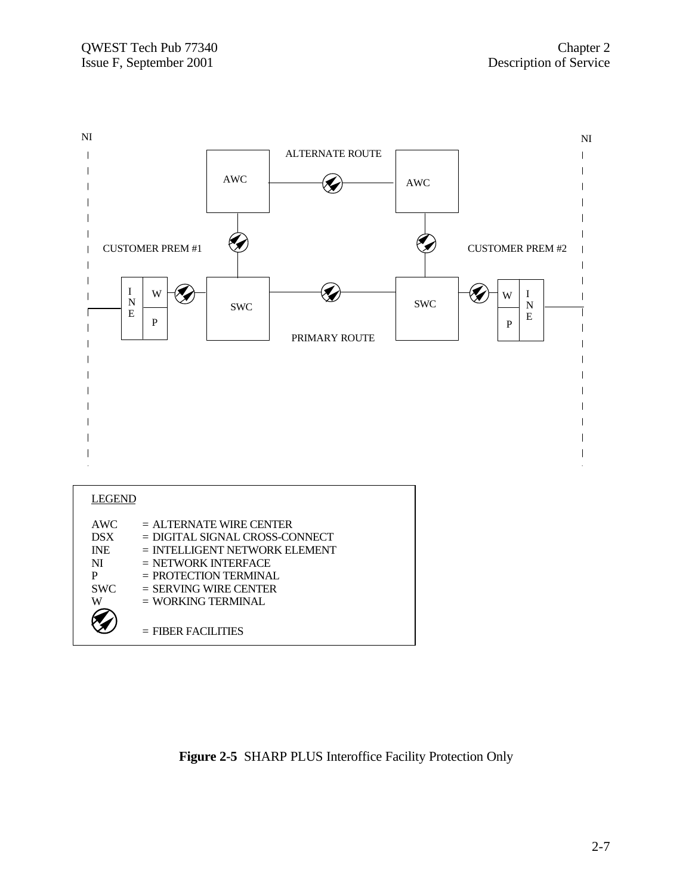NI

NI

ALTERNATE ROUTE

AWC

AWC

CUSTOMER PREM #1

CUSTOMER PREM #2

INE

W

P

SWC

SWC

W

P

INE

PRIMARY ROUTE

LEGEND

AWC = ALTERNATE WIRE CENTER
DSX = DIGITAL SIGNAL CROSS-CONNECT
INE = INTELLIGENT NETWORK ELEMENT
NI = NETWORK INTERFACE
P = PROTECTION TERMINAL
SWC = SERVING WIRE CENTER
W = WORKING TERMINAL
= FIBER FACILITIES

**Figure 2-5** SHARP PLUS Interoffice Facility Protection Only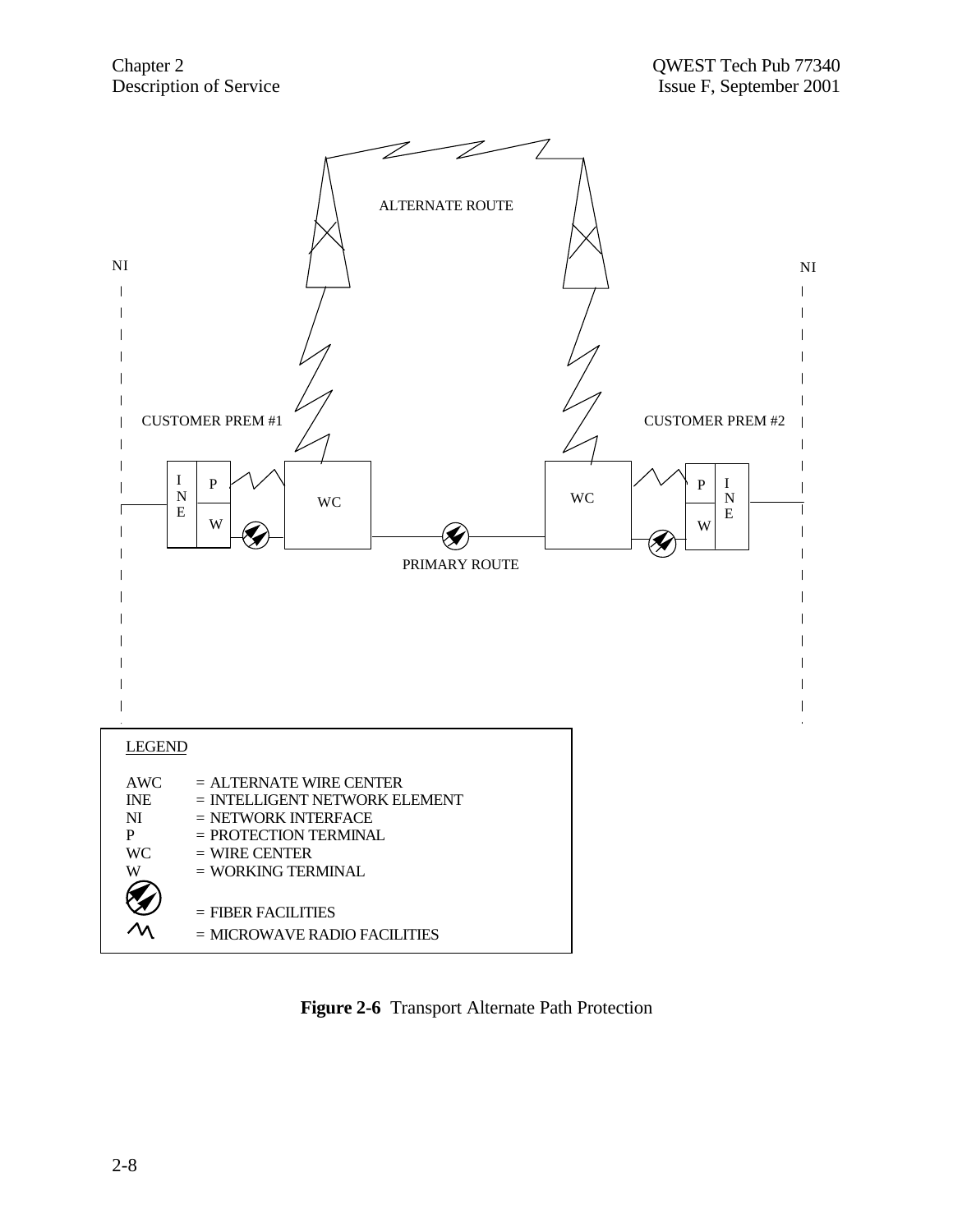ALTERNATE ROUTE

NI

NI

CUSTOMER PREM #1

CUSTOMER PREM #2

INE

P

W

WC

WC

P

W

INE

PRIMARY ROUTE

LEGEND

AWC = ALTERNATE WIRE CENTER
INE = INTELLIGENT NETWORK ELEMENT
NI = NETWORK INTERFACE
P = PROTECTION TERMINAL
WC = WIRE CENTER
W = WORKING TERMINAL
= FIBER FACILITIES
= MICROWAVE RADIO FACILITIES

**Figure 2-6** Transport Alternate Path Protection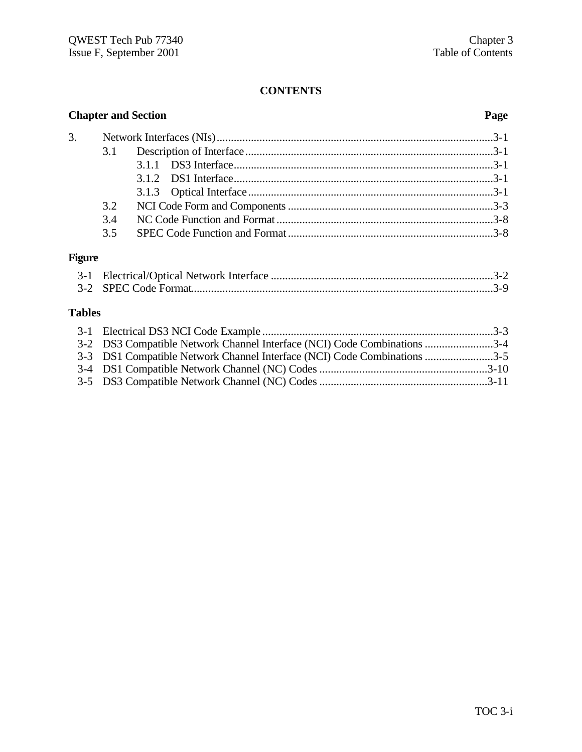# CONTENTS

| Chapter and Section | | | Page |
|---|---|---|---|
| 3. | Network Interfaces (NIs) | | 3-1 |
| | 3.1 | Description of Interface | 3-1 |
| | | 3.1.1 DS3 Interface | 3-1 |
| | | 3.1.2 DS1 Interface | 3-1 |
| | | 3.1.3 Optical Interface | 3-1 |
| | 3.2 | NCI Code Form and Components | 3-3 |
| | 3.4 | NC Code Function and Format | 3-8 |
| | 3.5 | SPEC Code Function and Format | 3-8 |

**Figure**

| | | |
|---|---|---|
| 3-1 | Electrical/Optical Network Interface | 3-2 |
| 3-2 | SPEC Code Format | 3-9 |

**Tables**

| | | |
|---|---|---|
| 3-1 | Electrical DS3 NCI Code Example | 3-3 |
| 3-2 | DS3 Compatible Network Channel Interface (NCI) Code Combinations | 3-4 |
| 3-3 | DS1 Compatible Network Channel Interface (NCI) Code Combinations | 3-5 |
| 3-4 | DS1 Compatible Network Channel (NC) Codes | 3-10 |
| 3-5 | DS3 Compatible Network Channel (NC) Codes | 3-11 |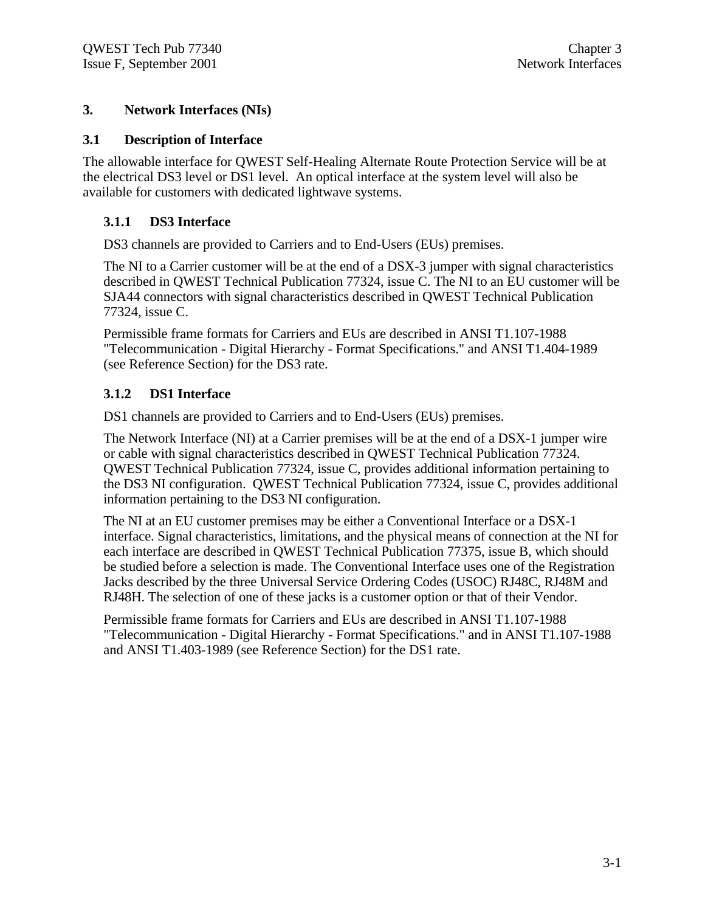# 3. Network Interfaces (NIs)

## 3.1 Description of Interface

The allowable interface for QWEST Self-Healing Alternate Route Protection Service will be at the electrical DS3 level or DS1 level. An optical interface at the system level will also be available for customers with dedicated lightwave systems.

### 3.1.1 DS3 Interface

DS3 channels are provided to Carriers and to End-Users (EUs) premises.

The NI to a Carrier customer will be at the end of a DSX-3 jumper with signal characteristics described in QWEST Technical Publication 77324, issue C. The NI to an EU customer will be SJA44 connectors with signal characteristics described in QWEST Technical Publication 77324, issue C.

Permissible frame formats for Carriers and EUs are described in ANSI T1.107-1988 "Telecommunication - Digital Hierarchy - Format Specifications." and ANSI T1.404-1989 (see Reference Section) for the DS3 rate.

### 3.1.2 DS1 Interface

DS1 channels are provided to Carriers and to End-Users (EUs) premises.

The Network Interface (NI) at a Carrier premises will be at the end of a DSX-1 jumper wire or cable with signal characteristics described in QWEST Technical Publication 77324. QWEST Technical Publication 77324, issue C, provides additional information pertaining to the DS3 NI configuration. QWEST Technical Publication 77324, issue C, provides additional information pertaining to the DS3 NI configuration.

The NI at an EU customer premises may be either a Conventional Interface or a DSX-1 interface. Signal characteristics, limitations, and the physical means of connection at the NI for each interface are described in QWEST Technical Publication 77375, issue B, which should be studied before a selection is made. The Conventional Interface uses one of the Registration Jacks described by the three Universal Service Ordering Codes (USOC) RJ48C, RJ48M and RJ48H. The selection of one of these jacks is a customer option or that of their Vendor.

Permissible frame formats for Carriers and EUs are described in ANSI T1.107-1988 "Telecommunication - Digital Hierarchy - Format Specifications." and in ANSI T1.107-1988 and ANSI T1.403-1989 (see Reference Section) for the DS1 rate.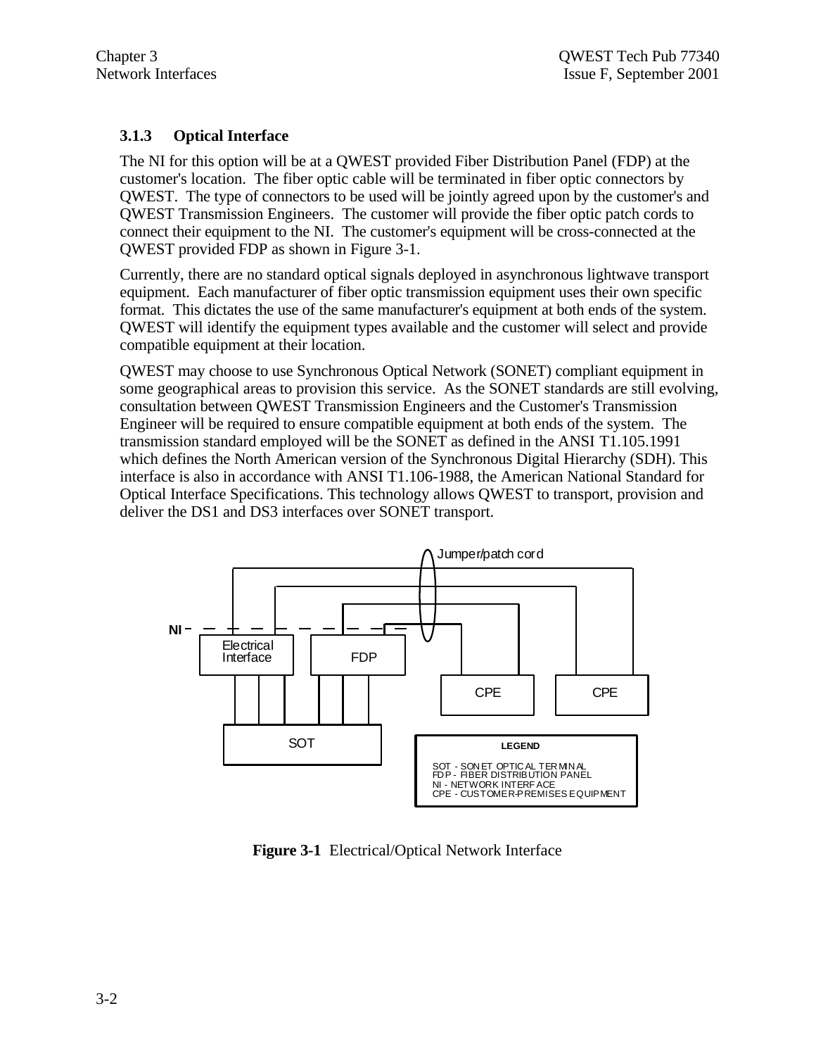### 3.1.3 Optical Interface

The NI for this option will be at a QWEST provided Fiber Distribution Panel (FDP) at the customer's location. The fiber optic cable will be terminated in fiber optic connectors by QWEST. The type of connectors to be used will be jointly agreed upon by the customer's and QWEST Transmission Engineers. The customer will provide the fiber optic patch cords to connect their equipment to the NI. The customer's equipment will be cross-connected at the QWEST provided FDP as shown in Figure 3-1.

Currently, there are no standard optical signals deployed in asynchronous lightwave transport equipment. Each manufacturer of fiber optic transmission equipment uses their own specific format. This dictates the use of the same manufacturer's equipment at both ends of the system. QWEST will identify the equipment types available and the customer will select and provide compatible equipment at their location.

QWEST may choose to use Synchronous Optical Network (SONET) compliant equipment in some geographical areas to provision this service. As the SONET standards are still evolving, consultation between QWEST Transmission Engineers and the Customer's Transmission Engineer will be required to ensure compatible equipment at both ends of the system. The transmission standard employed will be the SONET as defined in the ANSI T1.105.1991 which defines the North American version of the Synchronous Digital Hierarchy (SDH). This interface is also in accordance with ANSI T1.106-1988, the American National Standard for Optical Interface Specifications. This technology allows QWEST to transport, provision and deliver the DS1 and DS3 interfaces over SONET transport.

Jumper/patch cord

NI

Electrical Interface

FDP

CPE

CPE

SOT

LEGEND

SOT - SONET OPTICAL TERMINAL
FDP - FIBER DISTRIBUTION PANEL
NI - NETWORK INTERFACE
CPE - CUSTOMER-PREMISES EQUIPMENT

**Figure 3-1** Electrical/Optical Network Interface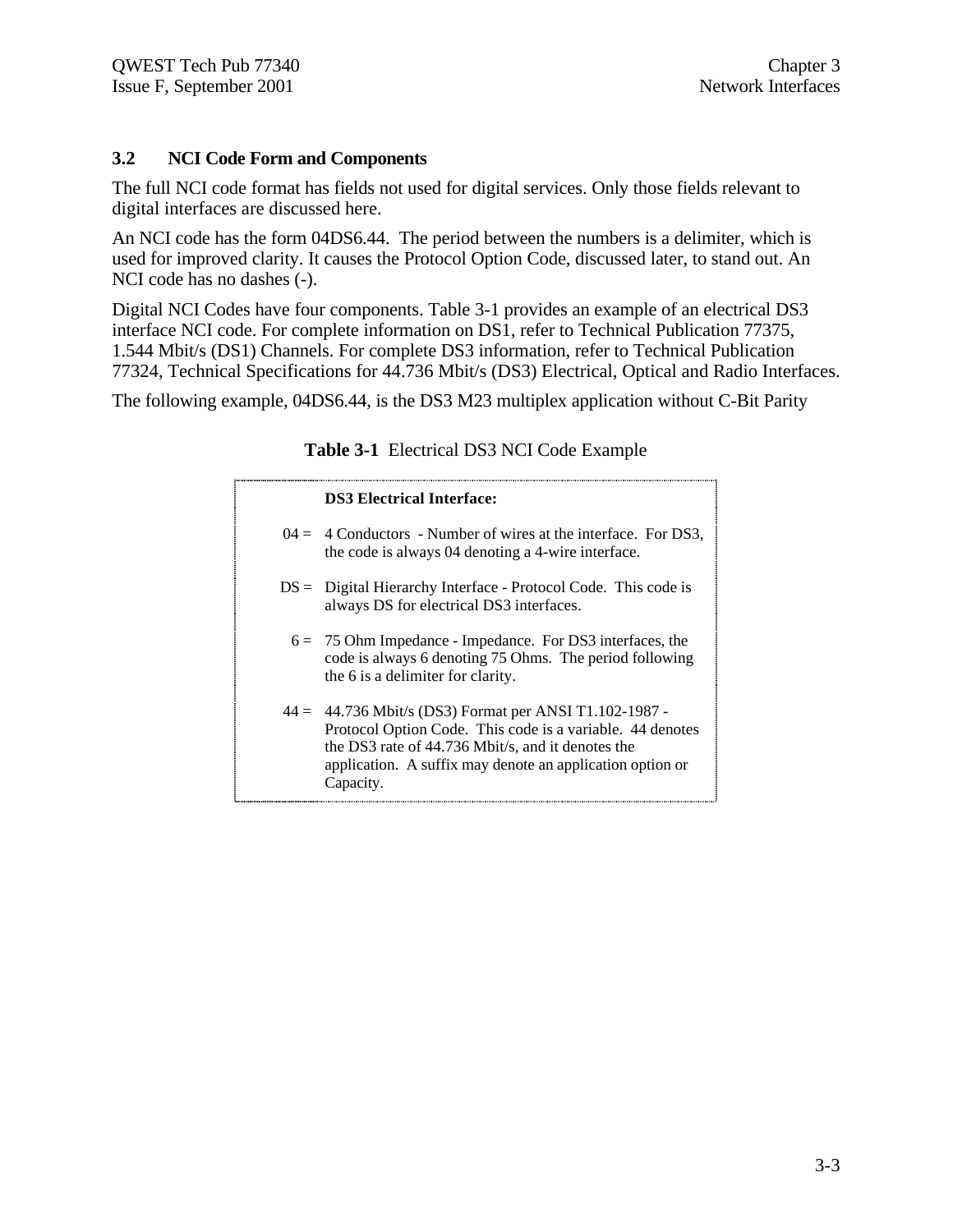## 3.2 NCI Code Form and Components

The full NCI code format has fields not used for digital services. Only those fields relevant to digital interfaces are discussed here.

An NCI code has the form 04DS6.44. The period between the numbers is a delimiter, which is used for improved clarity. It causes the Protocol Option Code, discussed later, to stand out. An NCI code has no dashes (-).

Digital NCI Codes have four components. Table 3-1 provides an example of an electrical DS3 interface NCI code. For complete information on DS1, refer to Technical Publication 77375, 1.544 Mbit/s (DS1) Channels. For complete DS3 information, refer to Technical Publication 77324, Technical Specifications for 44.736 Mbit/s (DS3) Electrical, Optical and Radio Interfaces.

The following example, 04DS6.44, is the DS3 M23 multiplex application without C-Bit Parity

**Table 3-1** Electrical DS3 NCI Code Example

| | **DS3 Electrical Interface:** |
|---|---|
| 04 = | 4 Conductors - Number of wires at the interface. For DS3, the code is always 04 denoting a 4-wire interface. |
| DS = | Digital Hierarchy Interface - Protocol Code. This code is always DS for electrical DS3 interfaces. |
| 6 = | 75 Ohm Impedance - Impedance. For DS3 interfaces, the code is always 6 denoting 75 Ohms. The period following the 6 is a delimiter for clarity. |
| 44 = | 44.736 Mbit/s (DS3) Format per ANSI T1.102-1987 - Protocol Option Code. This code is a variable. 44 denotes the DS3 rate of 44.736 Mbit/s, and it denotes the application. A suffix may denote an application option or Capacity. |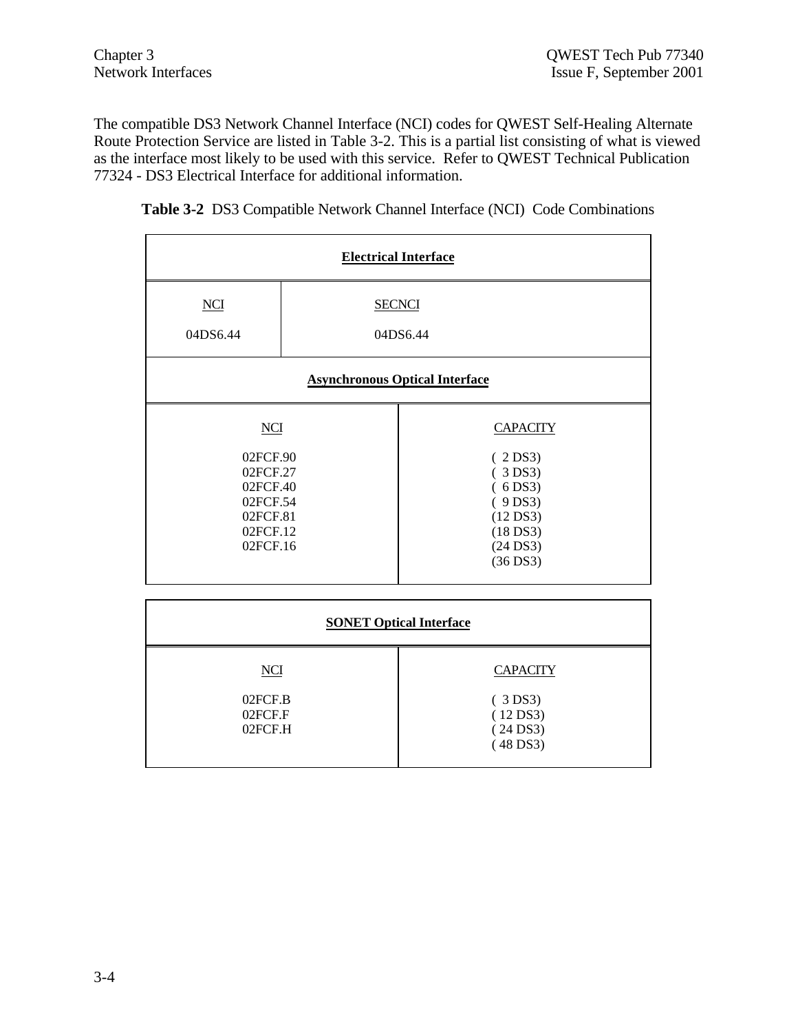The compatible DS3 Network Channel Interface (NCI) codes for QWEST Self-Healing Alternate Route Protection Service are listed in Table 3-2. This is a partial list consisting of what is viewed as the interface most likely to be used with this service. Refer to QWEST Technical Publication 77324 - DS3 Electrical Interface for additional information.

**Table 3-2** DS3 Compatible Network Channel Interface (NCI) Code Combinations

**Electrical Interface**

| NCI | SECNCI |
|---|---|
| 04DS6.44 | 04DS6.44 |

**Asynchronous Optical Interface**

| NCI | CAPACITY |
|---|---|
| 02FCF.90 | ( 2 DS3) |
| 02FCF.27 | ( 3 DS3) |
| 02FCF.40 | ( 6 DS3) |
| 02FCF.54 | ( 9 DS3) |
| 02FCF.81 | (12 DS3) |
| 02FCF.12 | (18 DS3) |
| 02FCF.16 | (24 DS3) |
| | (36 DS3) |

**SONET Optical Interface**

| NCI | CAPACITY |
|---|---|
| 02FCF.B | ( 3 DS3) |
| 02FCF.F | ( 12 DS3) |
| 02FCF.H | ( 24 DS3) |
| | ( 48 DS3) |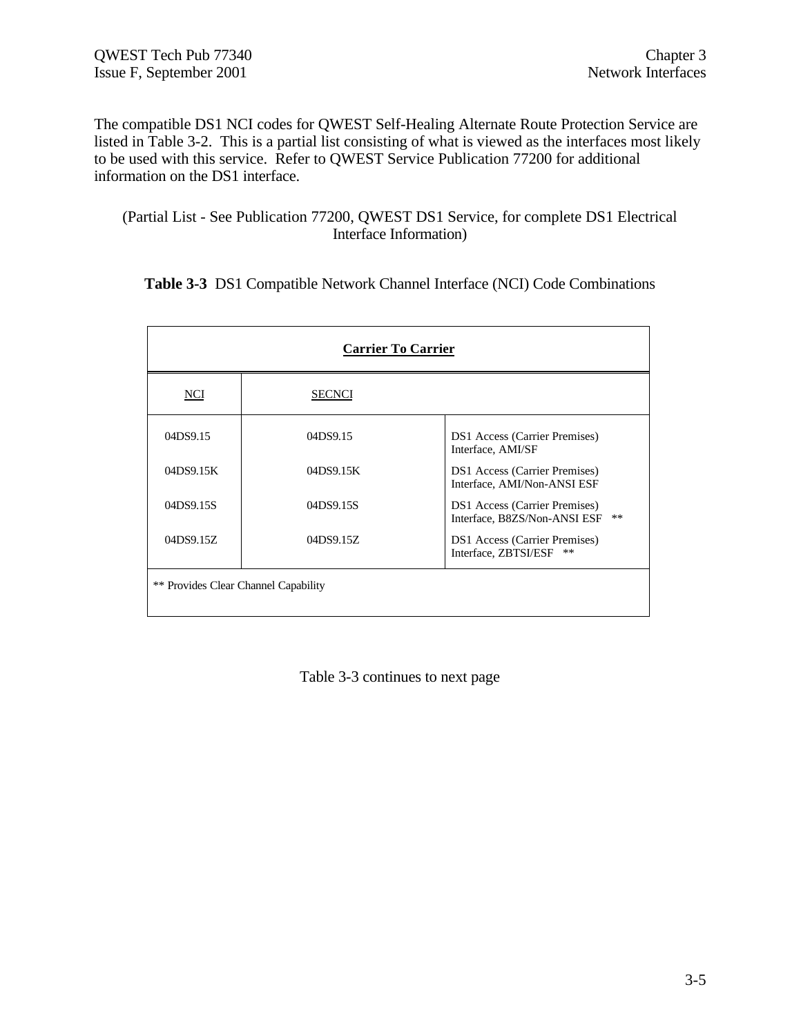The compatible DS1 NCI codes for QWEST Self-Healing Alternate Route Protection Service are listed in Table 3-2. This is a partial list consisting of what is viewed as the interfaces most likely to be used with this service. Refer to QWEST Service Publication 77200 for additional information on the DS1 interface.

(Partial List - See Publication 77200, QWEST DS1 Service, for complete DS1 Electrical Interface Information)

**Table 3-3** DS1 Compatible Network Channel Interface (NCI) Code Combinations

| **Carrier To Carrier** | | |
|---|---|---|
| NCI | SECNCI | |
| 04DS9.15 | 04DS9.15 | DS1 Access (Carrier Premises) Interface, AMI/SF |
| 04DS9.15K | 04DS9.15K | DS1 Access (Carrier Premises) Interface, AMI/Non-ANSI ESF |
| 04DS9.15S | 04DS9.15S | DS1 Access (Carrier Premises) Interface, B8ZS/Non-ANSI ESF ** |
| 04DS9.15Z | 04DS9.15Z | DS1 Access (Carrier Premises) Interface, ZBTSI/ESF ** |
| ** Provides Clear Channel Capability | | |

Table 3-3 continues to next page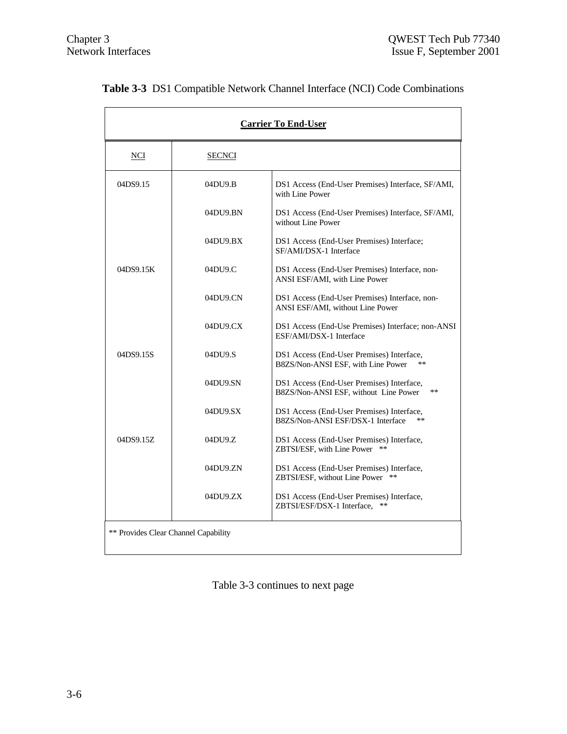**Table 3-3** DS1 Compatible Network Channel Interface (NCI) Code Combinations

| Carrier To End-User | | |
|---|---|---|
| NCI | SECNCI | |
| 04DS9.15 | 04DU9.B | DS1 Access (End-User Premises) Interface, SF/AMI, with Line Power |
| | 04DU9.BN | DS1 Access (End-User Premises) Interface, SF/AMI, without Line Power |
| | 04DU9.BX | DS1 Access (End-User Premises) Interface; SF/AMI/DSX-1 Interface |
| 04DS9.15K | 04DU9.C | DS1 Access (End-User Premises) Interface, non-ANSI ESF/AMI, with Line Power |
| | 04DU9.CN | DS1 Access (End-User Premises) Interface, non-ANSI ESF/AMI, without Line Power |
| | 04DU9.CX | DS1 Access (End-Use Premises) Interface; non-ANSI ESF/AMI/DSX-1 Interface |
| 04DS9.15S | 04DU9.S | DS1 Access (End-User Premises) Interface, B8ZS/Non-ANSI ESF, with Line Power ** |
| | 04DU9.SN | DS1 Access (End-User Premises) Interface, B8ZS/Non-ANSI ESF, without Line Power ** |
| | 04DU9.SX | DS1 Access (End-User Premises) Interface, B8ZS/Non-ANSI ESF/DSX-1 Interface ** |
| 04DS9.15Z | 04DU9.Z | DS1 Access (End-User Premises) Interface, ZBTSI/ESF, with Line Power ** |
| | 04DU9.ZN | DS1 Access (End-User Premises) Interface, ZBTSI/ESF, without Line Power ** |
| | 04DU9.ZX | DS1 Access (End-User Premises) Interface, ZBTSI/ESF/DSX-1 Interface, ** |

** Provides Clear Channel Capability

Table 3-3 continues to next page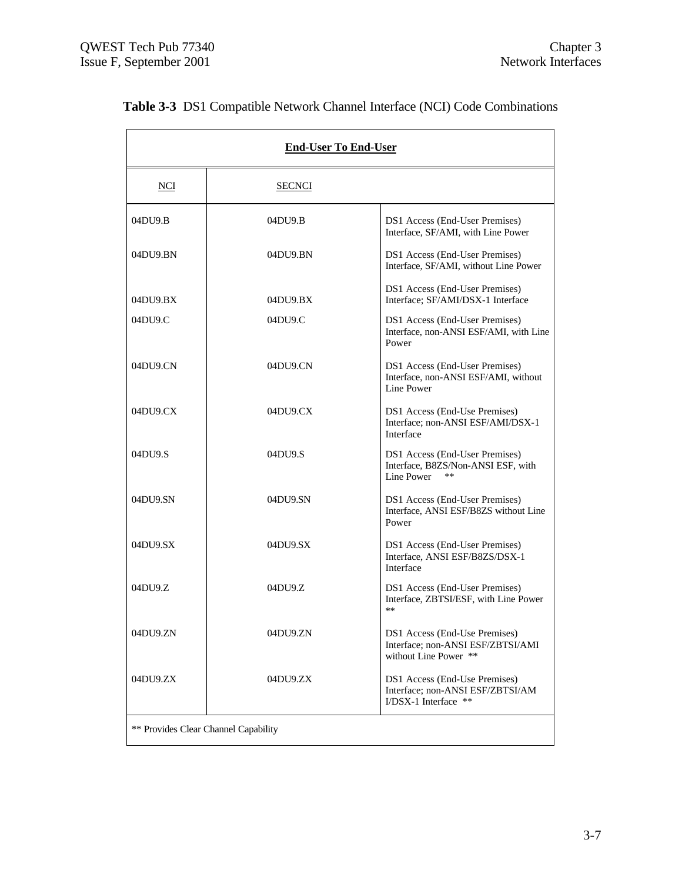**Table 3-3** DS1 Compatible Network Channel Interface (NCI) Code Combinations

| End-User To End-User | | |
|---|---|---|
| NCI | SECNCI | |
| 04DU9.B | 04DU9.B | DS1 Access (End-User Premises) Interface, SF/AMI, with Line Power |
| 04DU9.BN | 04DU9.BN | DS1 Access (End-User Premises) Interface, SF/AMI, without Line Power |
| 04DU9.BX | 04DU9.BX | DS1 Access (End-User Premises) Interface; SF/AMI/DSX-1 Interface |
| 04DU9.C | 04DU9.C | DS1 Access (End-User Premises) Interface, non-ANSI ESF/AMI, with Line Power |
| 04DU9.CN | 04DU9.CN | DS1 Access (End-User Premises) Interface, non-ANSI ESF/AMI, without Line Power |
| 04DU9.CX | 04DU9.CX | DS1 Access (End-Use Premises) Interface; non-ANSI ESF/AMI/DSX-1 Interface |
| 04DU9.S | 04DU9.S | DS1 Access (End-User Premises) Interface, B8ZS/Non-ANSI ESF, with Line Power ** |
| 04DU9.SN | 04DU9.SN | DS1 Access (End-User Premises) Interface, ANSI ESF/B8ZS without Line Power |
| 04DU9.SX | 04DU9.SX | DS1 Access (End-User Premises) Interface, ANSI ESF/B8ZS/DSX-1 Interface |
| 04DU9.Z | 04DU9.Z | DS1 Access (End-User Premises) Interface, ZBTSI/ESF, with Line Power ** |
| 04DU9.ZN | 04DU9.ZN | DS1 Access (End-Use Premises) Interface; non-ANSI ESF/ZBTSI/AMI without Line Power ** |
| 04DU9.ZX | 04DU9.ZX | DS1 Access (End-Use Premises) Interface; non-ANSI ESF/ZBTSI/AMI/DSX-1 Interface ** |

** Provides Clear Channel Capability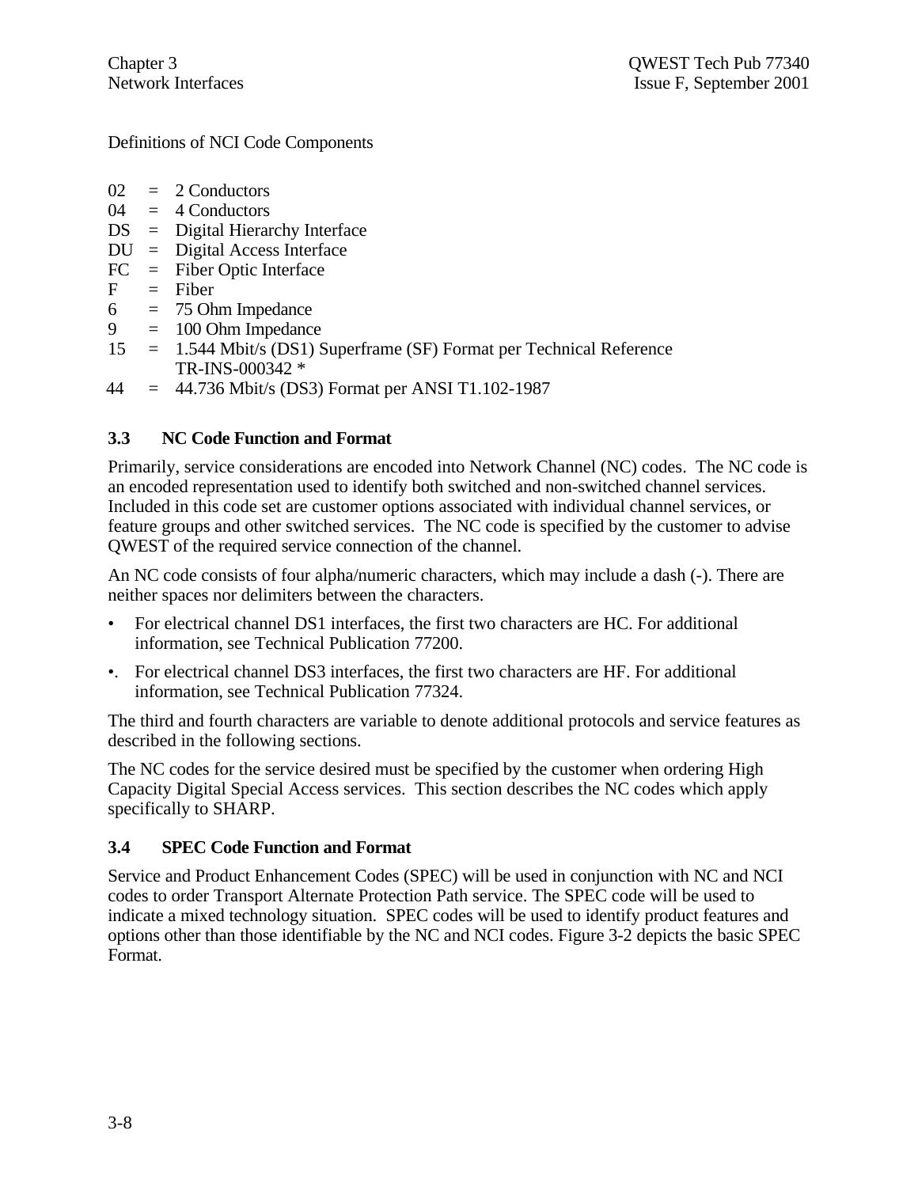Definitions of NCI Code Components

| | | |
|---|---|---|
| 02 | = | 2 Conductors |
| 04 | = | 4 Conductors |
| DS | = | Digital Hierarchy Interface |
| DU | = | Digital Access Interface |
| FC | = | Fiber Optic Interface |
| F | = | Fiber |
| 6 | = | 75 Ohm Impedance |
| 9 | = | 100 Ohm Impedance |
| 15 | = | 1.544 Mbit/s (DS1) Superframe (SF) Format per Technical Reference TR-INS-000342 * |
| 44 | = | 44.736 Mbit/s (DS3) Format per ANSI T1.102-1987 |

### 3.3 NC Code Function and Format

Primarily, service considerations are encoded into Network Channel (NC) codes. The NC code is an encoded representation used to identify both switched and non-switched channel services. Included in this code set are customer options associated with individual channel services, or feature groups and other switched services. The NC code is specified by the customer to advise QWEST of the required service connection of the channel.

An NC code consists of four alpha/numeric characters, which may include a dash (-). There are neither spaces nor delimiters between the characters.

- For electrical channel DS1 interfaces, the first two characters are HC. For additional information, see Technical Publication 77200.
- For electrical channel DS3 interfaces, the first two characters are HF. For additional information, see Technical Publication 77324.

The third and fourth characters are variable to denote additional protocols and service features as described in the following sections.

The NC codes for the service desired must be specified by the customer when ordering High Capacity Digital Special Access services. This section describes the NC codes which apply specifically to SHARP.

### 3.4 SPEC Code Function and Format

Service and Product Enhancement Codes (SPEC) will be used in conjunction with NC and NCI codes to order Transport Alternate Protection Path service. The SPEC code will be used to indicate a mixed technology situation. SPEC codes will be used to identify product features and options other than those identifiable by the NC and NCI codes. Figure 3-2 depicts the basic SPEC Format.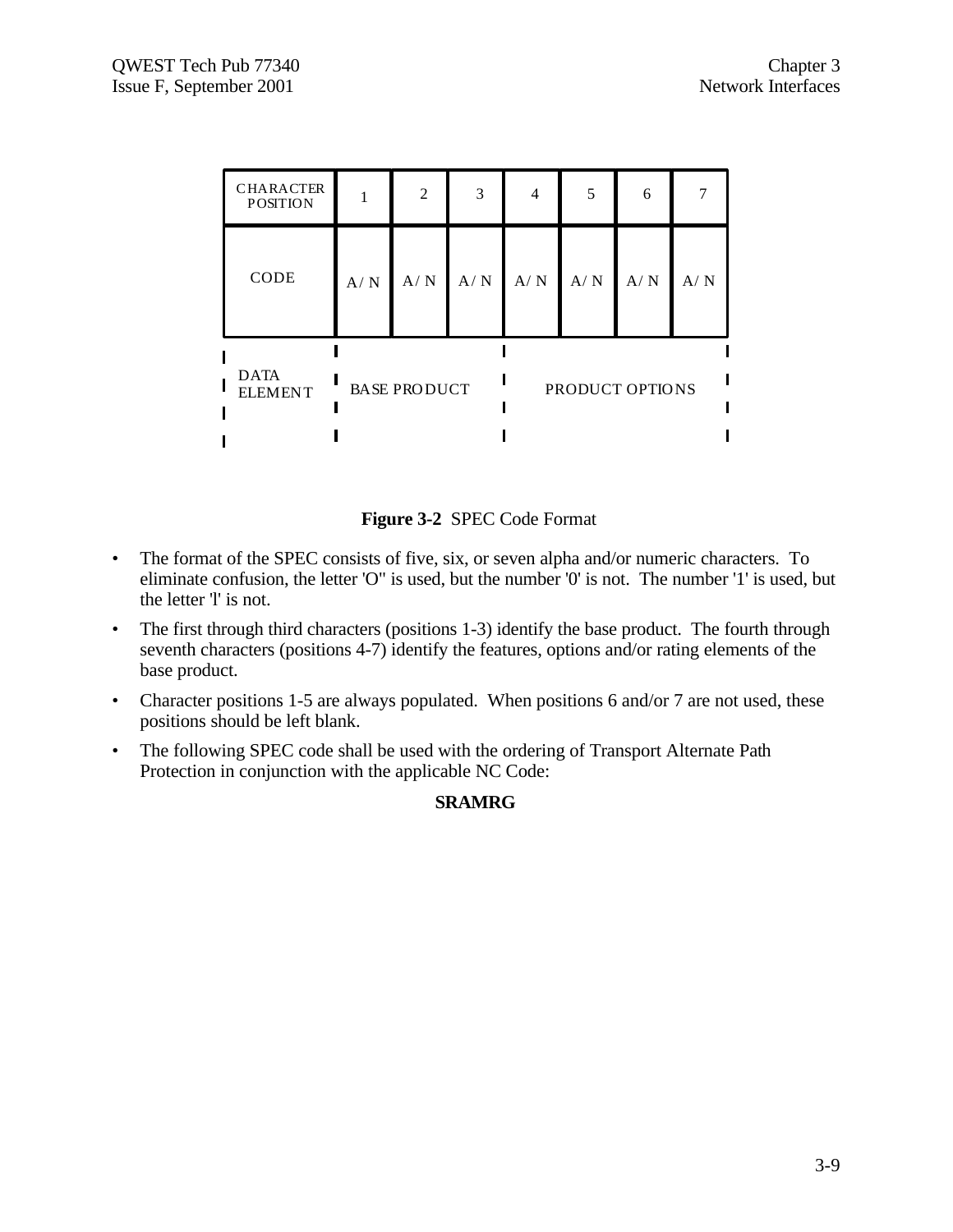| CHARACTER POSITION | 1 | 2 | 3 | 4 | 5 | 6 | 7 |
|---|---|---|---|---|---|---|---|
| CODE | A/ N | A/ N | A/ N | A/ N | A/ N | A/ N | A/ N |
| DATA ELEMENT | BASE PRODUCT | | | PRODUCT OPTIONS | | | |

**Figure 3-2** SPEC Code Format

- The format of the SPEC consists of five, six, or seven alpha and/or numeric characters. To eliminate confusion, the letter 'O" is used, but the number '0' is not. The number '1' is used, but the letter 'l' is not.
- The first through third characters (positions 1-3) identify the base product. The fourth through seventh characters (positions 4-7) identify the features, options and/or rating elements of the base product.
- Character positions 1-5 are always populated. When positions 6 and/or 7 are not used, these positions should be left blank.
- The following SPEC code shall be used with the ordering of Transport Alternate Path Protection in conjunction with the applicable NC Code:

**SRAMRG**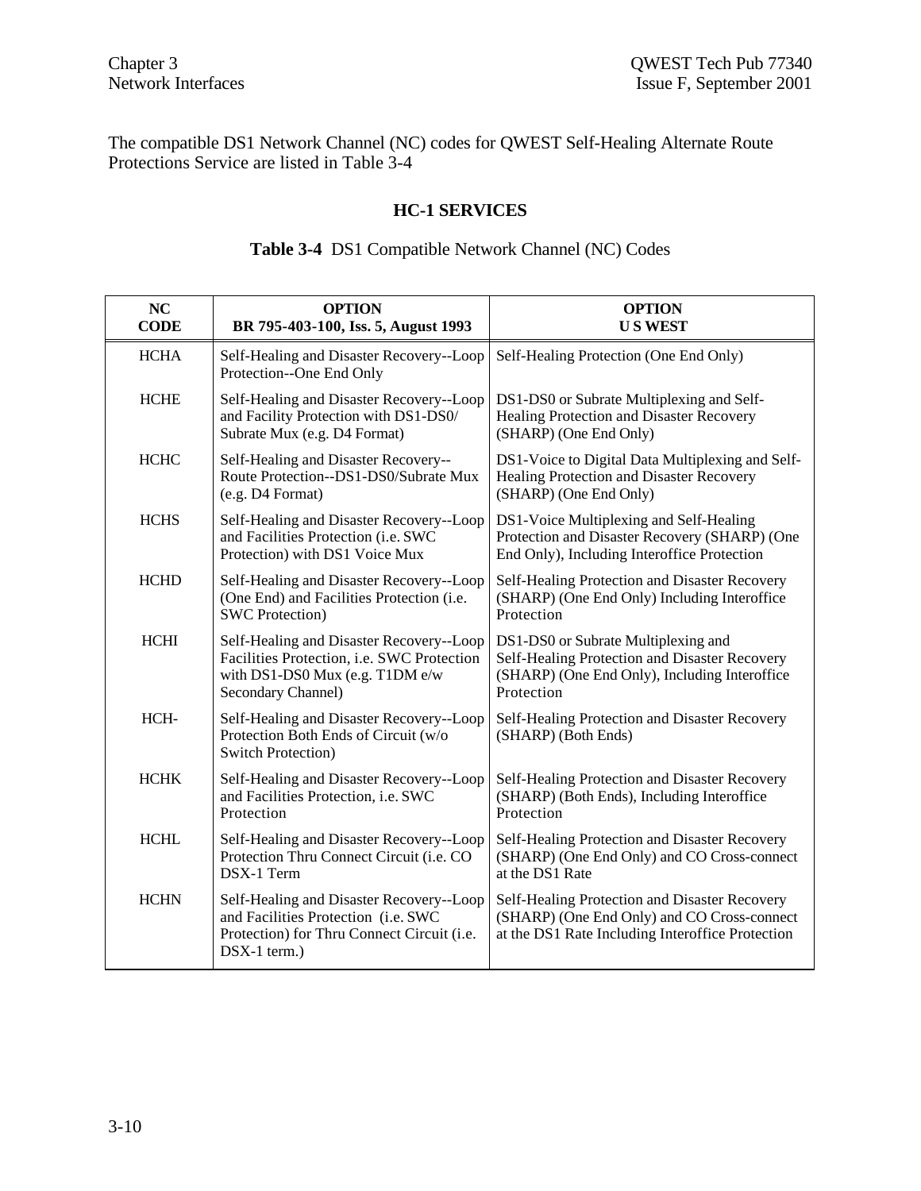The compatible DS1 Network Channel (NC) codes for QWEST Self-Healing Alternate Route Protections Service are listed in Table 3-4

## HC-1 SERVICES

**Table 3-4** DS1 Compatible Network Channel (NC) Codes

| NC CODE | OPTION BR 795-403-100, Iss. 5, August 1993 | OPTION U S WEST |
|---|---|---|
| HCHA | Self-Healing and Disaster Recovery--Loop Protection--One End Only | Self-Healing Protection (One End Only) |
| HCHE | Self-Healing and Disaster Recovery--Loop and Facility Protection with DS1-DS0/ Subrate Mux (e.g. D4 Format) | DS1-DS0 or Subrate Multiplexing and Self-Healing Protection and Disaster Recovery (SHARP) (One End Only) |
| HCHC | Self-Healing and Disaster Recovery--Route Protection--DS1-DS0/Subrate Mux (e.g. D4 Format) | DS1-Voice to Digital Data Multiplexing and Self-Healing Protection and Disaster Recovery (SHARP) (One End Only) |
| HCHS | Self-Healing and Disaster Recovery--Loop and Facilities Protection (i.e. SWC Protection) with DS1 Voice Mux | DS1-Voice Multiplexing and Self-Healing Protection and Disaster Recovery (SHARP) (One End Only), Including Interoffice Protection |
| HCHD | Self-Healing and Disaster Recovery--Loop (One End) and Facilities Protection (i.e. SWC Protection) | Self-Healing Protection and Disaster Recovery (SHARP) (One End Only) Including Interoffice Protection |
| HCHI | Self-Healing and Disaster Recovery--Loop Facilities Protection, i.e. SWC Protection with DS1-DS0 Mux (e.g. T1DM e/w Secondary Channel) | DS1-DS0 or Subrate Multiplexing and Self-Healing Protection and Disaster Recovery (SHARP) (One End Only), Including Interoffice Protection |
| HCH- | Self-Healing and Disaster Recovery--Loop Protection Both Ends of Circuit (w/o Switch Protection) | Self-Healing Protection and Disaster Recovery (SHARP) (Both Ends) |
| HCHK | Self-Healing and Disaster Recovery--Loop and Facilities Protection, i.e. SWC Protection | Self-Healing Protection and Disaster Recovery (SHARP) (Both Ends), Including Interoffice Protection |
| HCHL | Self-Healing and Disaster Recovery--Loop Protection Thru Connect Circuit (i.e. CO DSX-1 Term | Self-Healing Protection and Disaster Recovery (SHARP) (One End Only) and CO Cross-connect at the DS1 Rate |
| HCHN | Self-Healing and Disaster Recovery--Loop and Facilities Protection (i.e. SWC Protection) for Thru Connect Circuit (i.e. DSX-1 term.) | Self-Healing Protection and Disaster Recovery (SHARP) (One End Only) and CO Cross-connect at the DS1 Rate Including Interoffice Protection |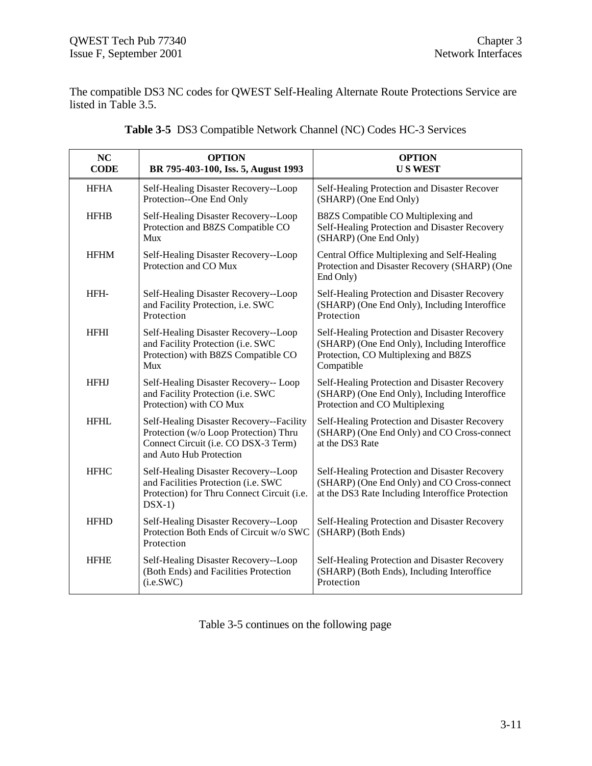The compatible DS3 NC codes for QWEST Self-Healing Alternate Route Protections Service are listed in Table 3.5.

**Table 3-5** DS3 Compatible Network Channel (NC) Codes HC-3 Services

| NC CODE | OPTION BR 795-403-100, Iss. 5, August 1993 | OPTION U S WEST |
|---|---|---|
| HFHA | Self-Healing Disaster Recovery--Loop Protection--One End Only | Self-Healing Protection and Disaster Recover (SHARP) (One End Only) |
| HFHB | Self-Healing Disaster Recovery--Loop Protection and B8ZS Compatible CO Mux | B8ZS Compatible CO Multiplexing and Self-Healing Protection and Disaster Recovery (SHARP) (One End Only) |
| HFHM | Self-Healing Disaster Recovery--Loop Protection and CO Mux | Central Office Multiplexing and Self-Healing Protection and Disaster Recovery (SHARP) (One End Only) |
| HFH- | Self-Healing Disaster Recovery--Loop and Facility Protection, i.e. SWC Protection | Self-Healing Protection and Disaster Recovery (SHARP) (One End Only), Including Interoffice Protection |
| HFHI | Self-Healing Disaster Recovery--Loop and Facility Protection (i.e. SWC Protection) with B8ZS Compatible CO Mux | Self-Healing Protection and Disaster Recovery (SHARP) (One End Only), Including Interoffice Protection, CO Multiplexing and B8ZS Compatible |
| HFHJ | Self-Healing Disaster Recovery-- Loop and Facility Protection (i.e. SWC Protection) with CO Mux | Self-Healing Protection and Disaster Recovery (SHARP) (One End Only), Including Interoffice Protection and CO Multiplexing |
| HFHL | Self-Healing Disaster Recovery--Facility Protection (w/o Loop Protection) Thru Connect Circuit (i.e. CO DSX-3 Term) and Auto Hub Protection | Self-Healing Protection and Disaster Recovery (SHARP) (One End Only) and CO Cross-connect at the DS3 Rate |
| HFHC | Self-Healing Disaster Recovery--Loop and Facilities Protection (i.e. SWC Protection) for Thru Connect Circuit (i.e. DSX-1) | Self-Healing Protection and Disaster Recovery (SHARP) (One End Only) and CO Cross-connect at the DS3 Rate Including Interoffice Protection |
| HFHD | Self-Healing Disaster Recovery--Loop Protection Both Ends of Circuit w/o SWC Protection | Self-Healing Protection and Disaster Recovery (SHARP) (Both Ends) |
| HFHE | Self-Healing Disaster Recovery--Loop (Both Ends) and Facilities Protection (i.e.SWC) | Self-Healing Protection and Disaster Recovery (SHARP) (Both Ends), Including Interoffice Protection |

Table 3-5 continues on the following page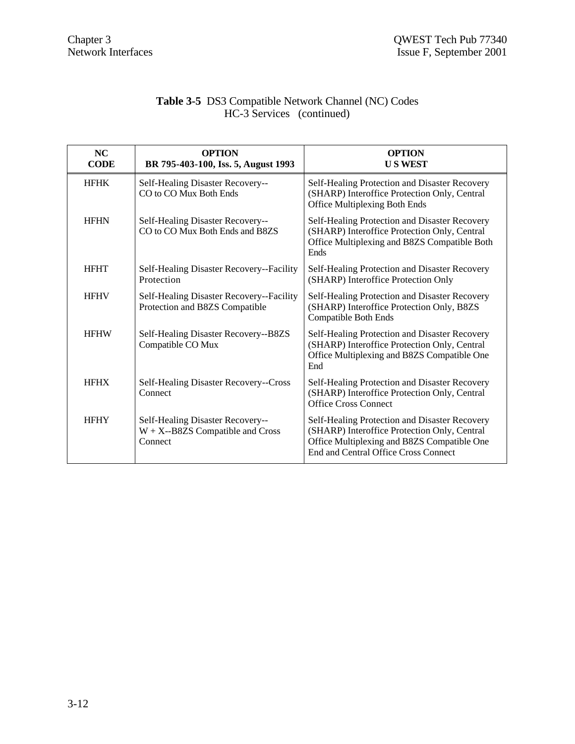**Table 3-5** DS3 Compatible Network Channel (NC) Codes
HC-3 Services (continued)

| NC CODE | OPTION BR 795-403-100, Iss. 5, August 1993 | OPTION U S WEST |
|---|---|---|
| HFHK | Self-Healing Disaster Recovery-- CO to CO Mux Both Ends | Self-Healing Protection and Disaster Recovery (SHARP) Interoffice Protection Only, Central Office Multiplexing Both Ends |
| HFHN | Self-Healing Disaster Recovery-- CO to CO Mux Both Ends and B8ZS | Self-Healing Protection and Disaster Recovery (SHARP) Interoffice Protection Only, Central Office Multiplexing and B8ZS Compatible Both Ends |
| HFHT | Self-Healing Disaster Recovery--Facility Protection | Self-Healing Protection and Disaster Recovery (SHARP) Interoffice Protection Only |
| HFHV | Self-Healing Disaster Recovery--Facility Protection and B8ZS Compatible | Self-Healing Protection and Disaster Recovery (SHARP) Interoffice Protection Only, B8ZS Compatible Both Ends |
| HFHW | Self-Healing Disaster Recovery--B8ZS Compatible CO Mux | Self-Healing Protection and Disaster Recovery (SHARP) Interoffice Protection Only, Central Office Multiplexing and B8ZS Compatible One End |
| HFHX | Self-Healing Disaster Recovery--Cross Connect | Self-Healing Protection and Disaster Recovery (SHARP) Interoffice Protection Only, Central Office Cross Connect |
| HFHY | Self-Healing Disaster Recovery-- W + X--B8ZS Compatible and Cross Connect | Self-Healing Protection and Disaster Recovery (SHARP) Interoffice Protection Only, Central Office Multiplexing and B8ZS Compatible One End and Central Office Cross Connect |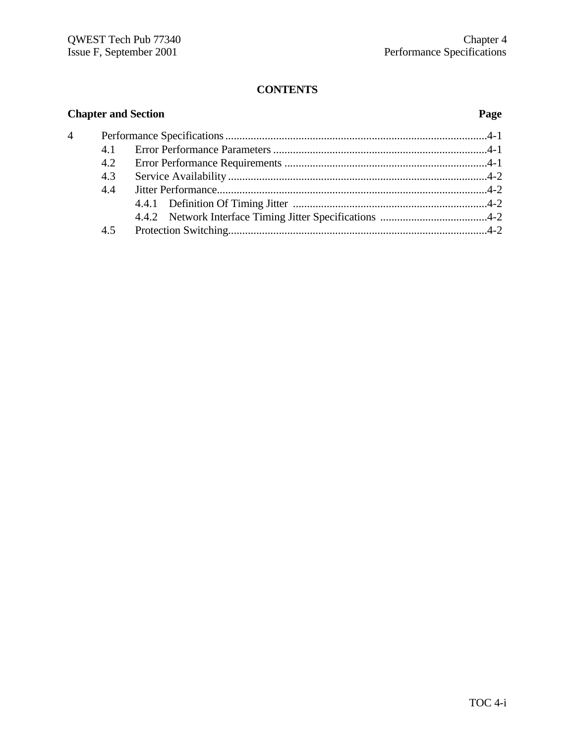**CONTENTS**

| Chapter and Section | | | Page |
|---|---|---|---|
| 4 | Performance Specifications | | 4-1 |
| | 4.1 | Error Performance Parameters | 4-1 |
| | 4.2 | Error Performance Requirements | 4-1 |
| | 4.3 | Service Availability | 4-2 |
| | 4.4 | Jitter Performance | 4-2 |
| | | 4.4.1 Definition Of Timing Jitter | 4-2 |
| | | 4.4.2 Network Interface Timing Jitter Specifications | 4-2 |
| | 4.5 | Protection Switching | 4-2 |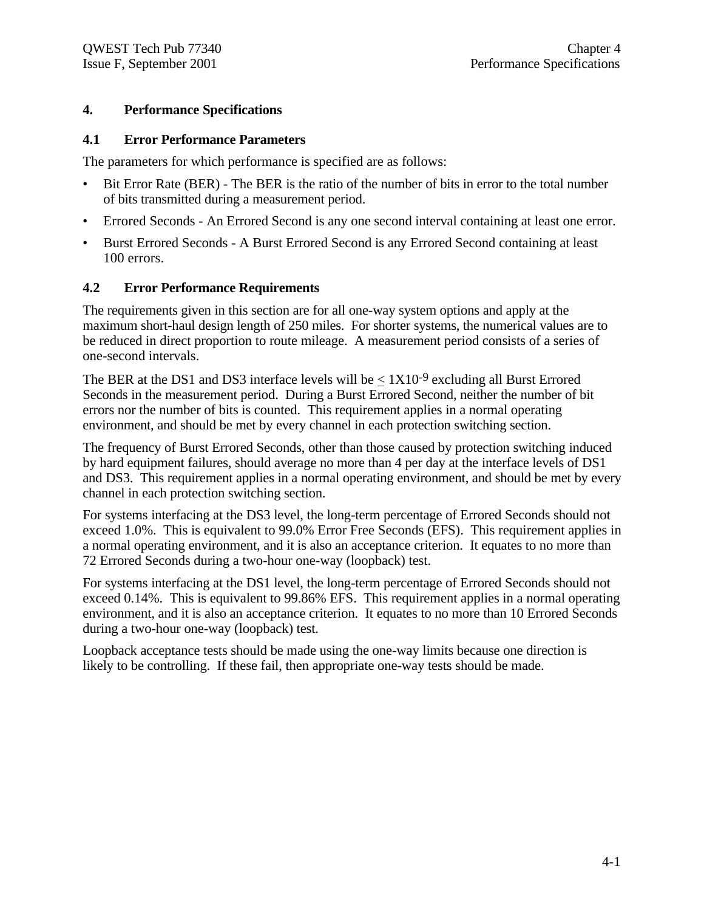# 4. Performance Specifications

## 4.1 Error Performance Parameters

The parameters for which performance is specified are as follows:

- Bit Error Rate (BER) - The BER is the ratio of the number of bits in error to the total number of bits transmitted during a measurement period.
- Errored Seconds - An Errored Second is any one second interval containing at least one error.
- Burst Errored Seconds - A Burst Errored Second is any Errored Second containing at least 100 errors.

## 4.2 Error Performance Requirements

The requirements given in this section are for all one-way system options and apply at the maximum short-haul design length of 250 miles. For shorter systems, the numerical values are to be reduced in direct proportion to route mileage. A measurement period consists of a series of one-second intervals.

The BER at the DS1 and DS3 interface levels will be $\leq 1X10^{-9}$ excluding all Burst Errored Seconds in the measurement period. During a Burst Errored Second, neither the number of bit errors nor the number of bits is counted. This requirement applies in a normal operating environment, and should be met by every channel in each protection switching section.

The frequency of Burst Errored Seconds, other than those caused by protection switching induced by hard equipment failures, should average no more than 4 per day at the interface levels of DS1 and DS3. This requirement applies in a normal operating environment, and should be met by every channel in each protection switching section.

For systems interfacing at the DS3 level, the long-term percentage of Errored Seconds should not exceed 1.0%. This is equivalent to 99.0% Error Free Seconds (EFS). This requirement applies in a normal operating environment, and it is also an acceptance criterion. It equates to no more than 72 Errored Seconds during a two-hour one-way (loopback) test.

For systems interfacing at the DS1 level, the long-term percentage of Errored Seconds should not exceed 0.14%. This is equivalent to 99.86% EFS. This requirement applies in a normal operating environment, and it is also an acceptance criterion. It equates to no more than 10 Errored Seconds during a two-hour one-way (loopback) test.

Loopback acceptance tests should be made using the one-way limits because one direction is likely to be controlling. If these fail, then appropriate one-way tests should be made.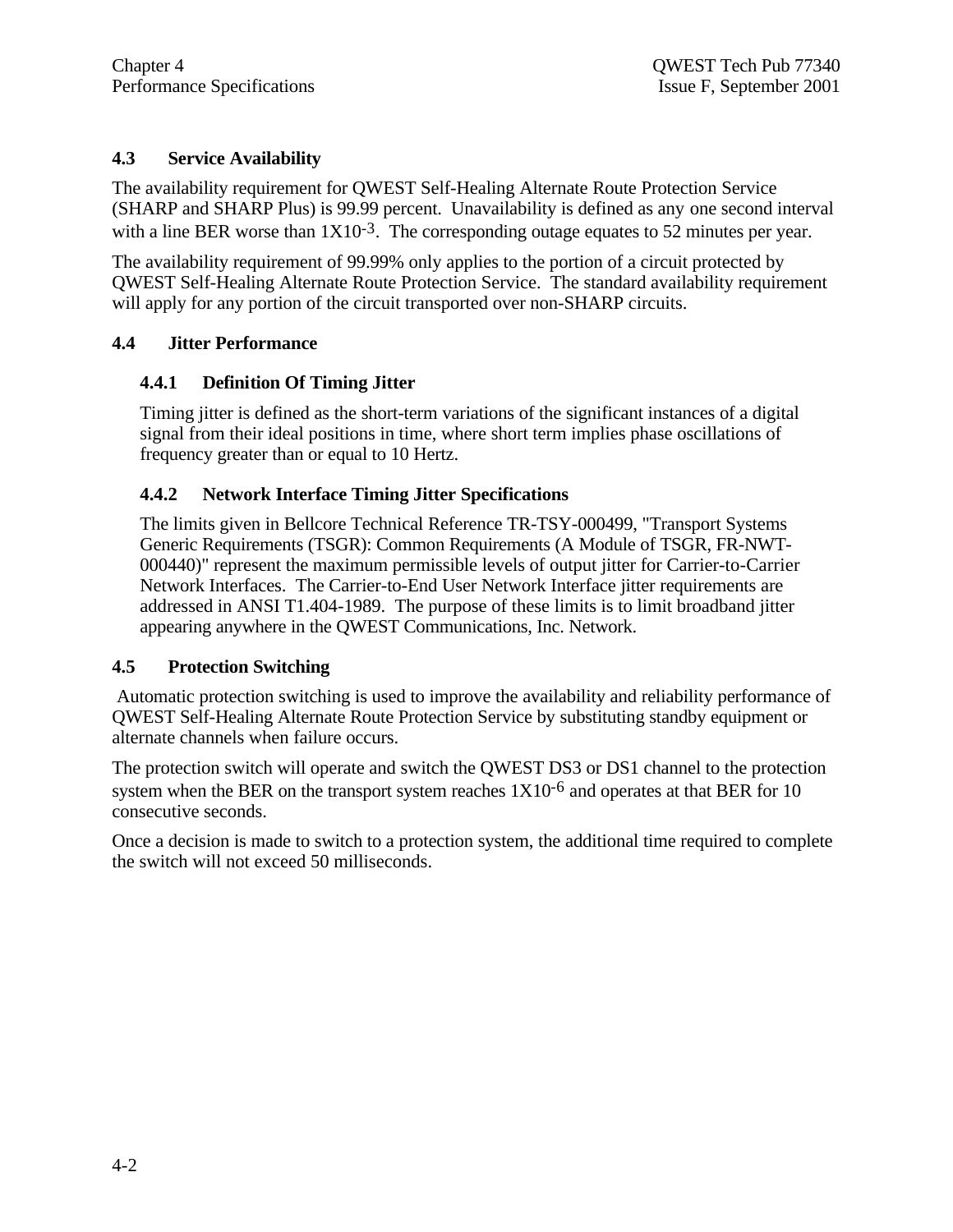## 4.3 Service Availability

The availability requirement for QWEST Self-Healing Alternate Route Protection Service (SHARP and SHARP Plus) is 99.99 percent. Unavailability is defined as any one second interval with a line BER worse than $1X10^{-3}$. The corresponding outage equates to 52 minutes per year.

The availability requirement of 99.99% only applies to the portion of a circuit protected by QWEST Self-Healing Alternate Route Protection Service. The standard availability requirement will apply for any portion of the circuit transported over non-SHARP circuits.

## 4.4 Jitter Performance

### 4.4.1 Definition Of Timing Jitter

Timing jitter is defined as the short-term variations of the significant instances of a digital signal from their ideal positions in time, where short term implies phase oscillations of frequency greater than or equal to 10 Hertz.

### 4.4.2 Network Interface Timing Jitter Specifications

The limits given in Bellcore Technical Reference TR-TSY-000499, "Transport Systems Generic Requirements (TSGR): Common Requirements (A Module of TSGR, FR-NWT-000440)" represent the maximum permissible levels of output jitter for Carrier-to-Carrier Network Interfaces. The Carrier-to-End User Network Interface jitter requirements are addressed in ANSI T1.404-1989. The purpose of these limits is to limit broadband jitter appearing anywhere in the QWEST Communications, Inc. Network.

## 4.5 Protection Switching

Automatic protection switching is used to improve the availability and reliability performance of QWEST Self-Healing Alternate Route Protection Service by substituting standby equipment or alternate channels when failure occurs.

The protection switch will operate and switch the QWEST DS3 or DS1 channel to the protection system when the BER on the transport system reaches $1X10^{-6}$ and operates at that BER for 10 consecutive seconds.

Once a decision is made to switch to a protection system, the additional time required to complete the switch will not exceed 50 milliseconds.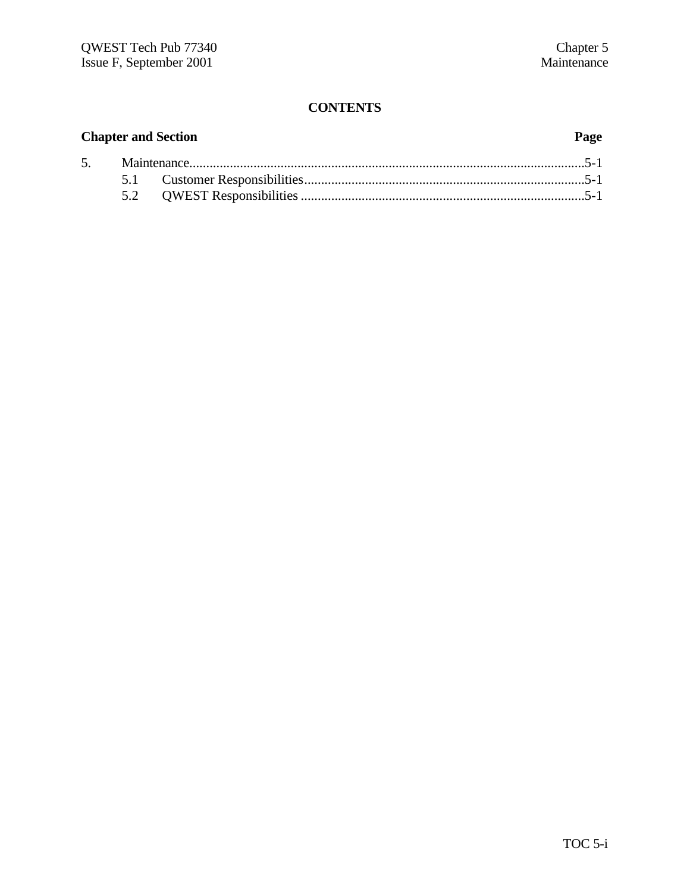# CONTENTS

| Chapter and Section | | Page |
|---|---|---|
| 5. | Maintenance | 5-1 |
| 5.1 | Customer Responsibilities | 5-1 |
| 5.2 | QWEST Responsibilities | 5-1 |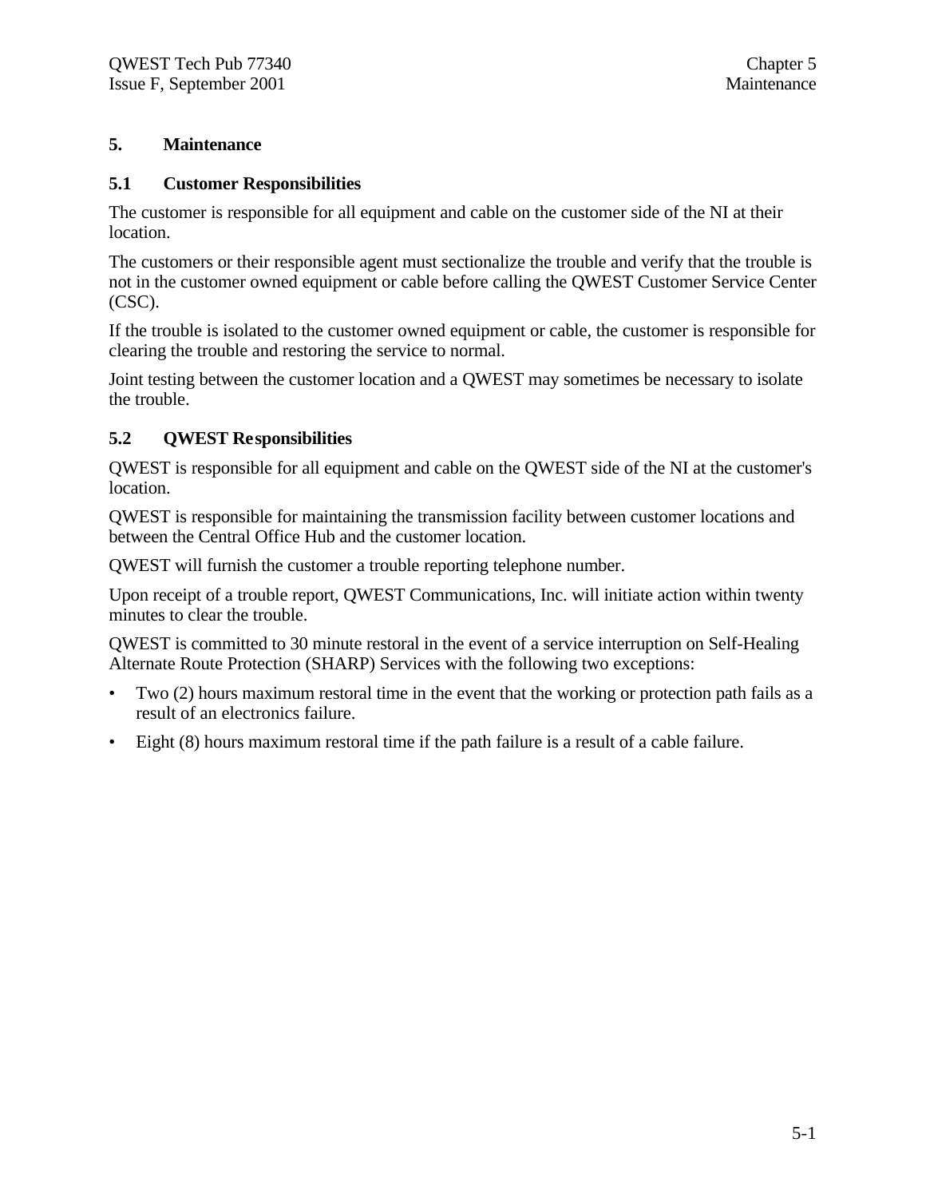# 5. Maintenance

## 5.1 Customer Responsibilities

The customer is responsible for all equipment and cable on the customer side of the NI at their location.

The customers or their responsible agent must sectionalize the trouble and verify that the trouble is not in the customer owned equipment or cable before calling the QWEST Customer Service Center (CSC).

If the trouble is isolated to the customer owned equipment or cable, the customer is responsible for clearing the trouble and restoring the service to normal.

Joint testing between the customer location and a QWEST may sometimes be necessary to isolate the trouble.

## 5.2 QWEST Responsibilities

QWEST is responsible for all equipment and cable on the QWEST side of the NI at the customer's location.

QWEST is responsible for maintaining the transmission facility between customer locations and between the Central Office Hub and the customer location.

QWEST will furnish the customer a trouble reporting telephone number.

Upon receipt of a trouble report, QWEST Communications, Inc. will initiate action within twenty minutes to clear the trouble.

QWEST is committed to 30 minute restoral in the event of a service interruption on Self-Healing Alternate Route Protection (SHARP) Services with the following two exceptions:

- Two (2) hours maximum restoral time in the event that the working or protection path fails as a result of an electronics failure.
- Eight (8) hours maximum restoral time if the path failure is a result of a cable failure.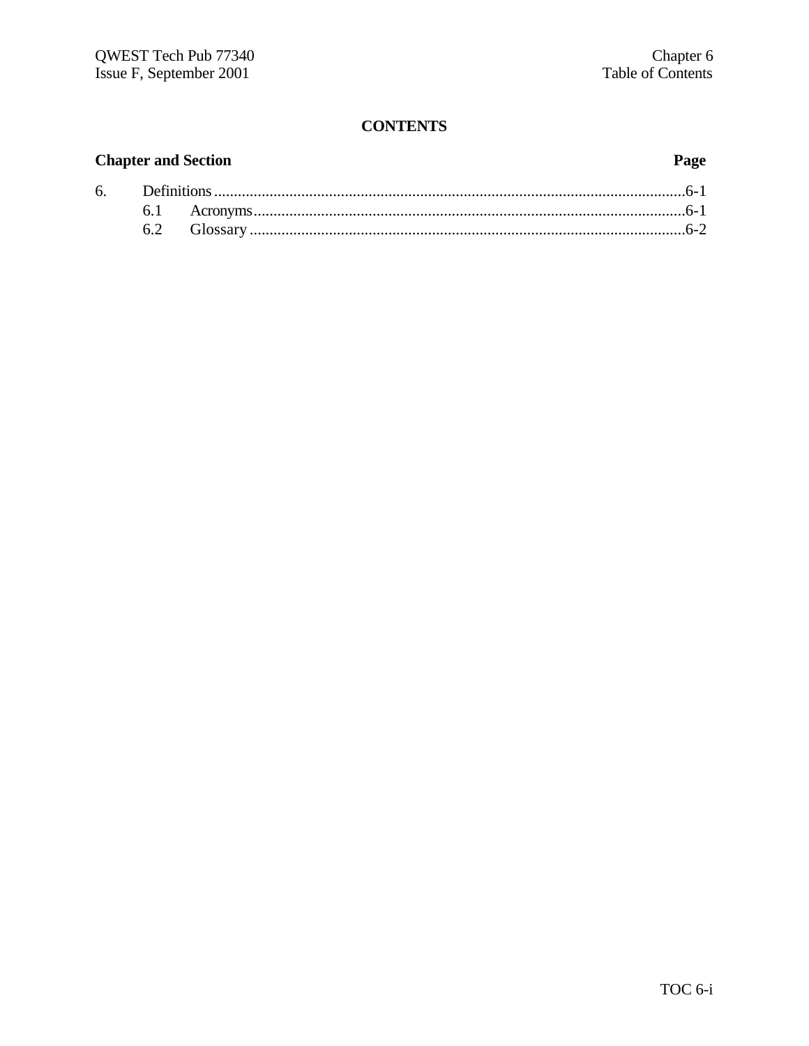**CONTENTS**

| Chapter and Section | | Page |
|---|---|---|
| 6. | Definitions | 6-1 |
| 6.1 | Acronyms | 6-1 |
| 6.2 | Glossary | 6-2 |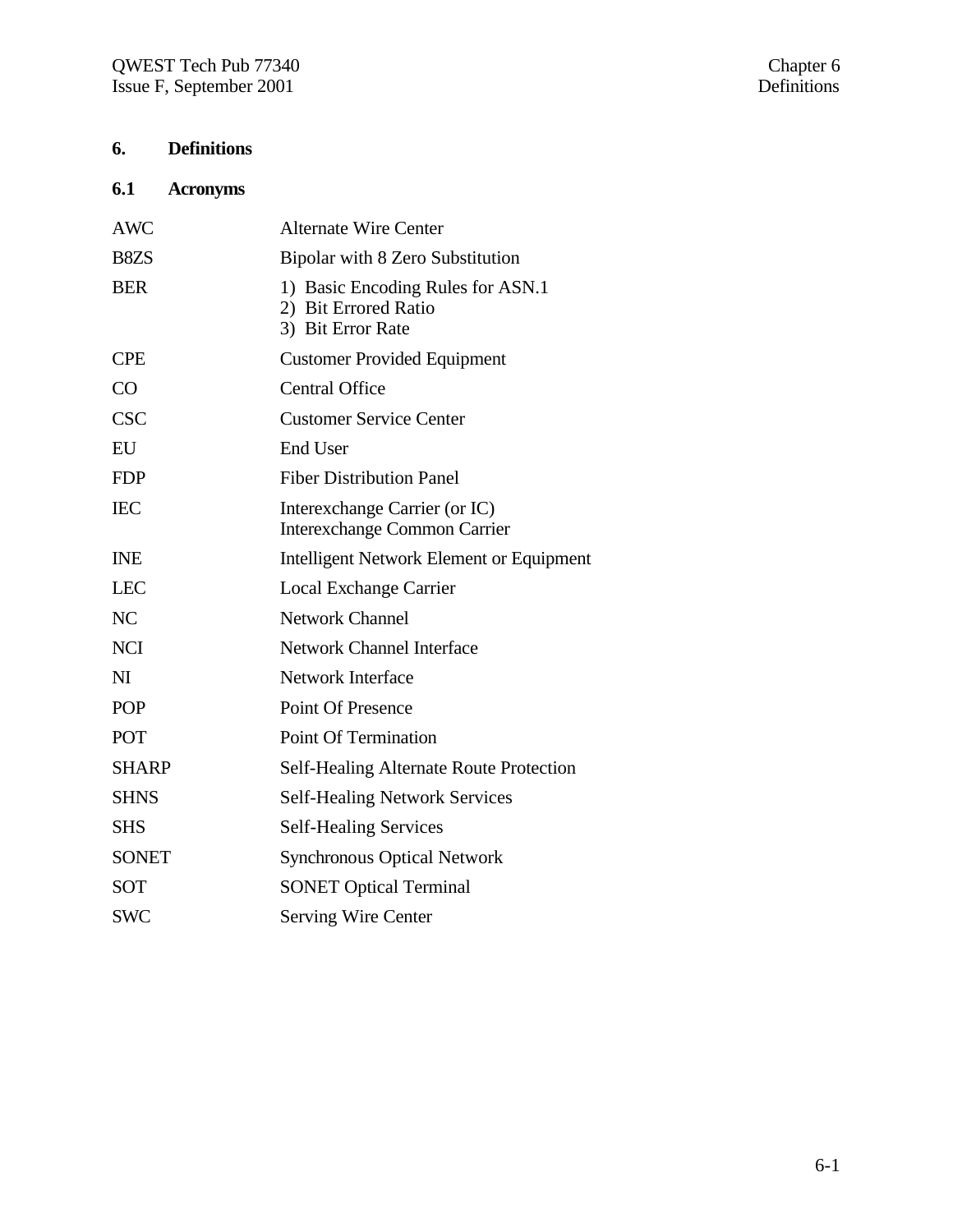# 6. Definitions

## 6.1 Acronyms

| | |
|---|---|
| AWC | Alternate Wire Center |
| B8ZS | Bipolar with 8 Zero Substitution |
| BER | 1) Basic Encoding Rules for ASN.1<br>2) Bit Errored Ratio<br>3) Bit Error Rate |
| CPE | Customer Provided Equipment |
| CO | Central Office |
| CSC | Customer Service Center |
| EU | End User |
| FDP | Fiber Distribution Panel |
| IEC | Interexchange Carrier (or IC)<br>Interexchange Common Carrier |
| INE | Intelligent Network Element or Equipment |
| LEC | Local Exchange Carrier |
| NC | Network Channel |
| NCI | Network Channel Interface |
| NI | Network Interface |
| POP | Point Of Presence |
| POT | Point Of Termination |
| SHARP | Self-Healing Alternate Route Protection |
| SHNS | Self-Healing Network Services |
| SHS | Self-Healing Services |
| SONET | Synchronous Optical Network |
| SOT | SONET Optical Terminal |
| SWC | Serving Wire Center |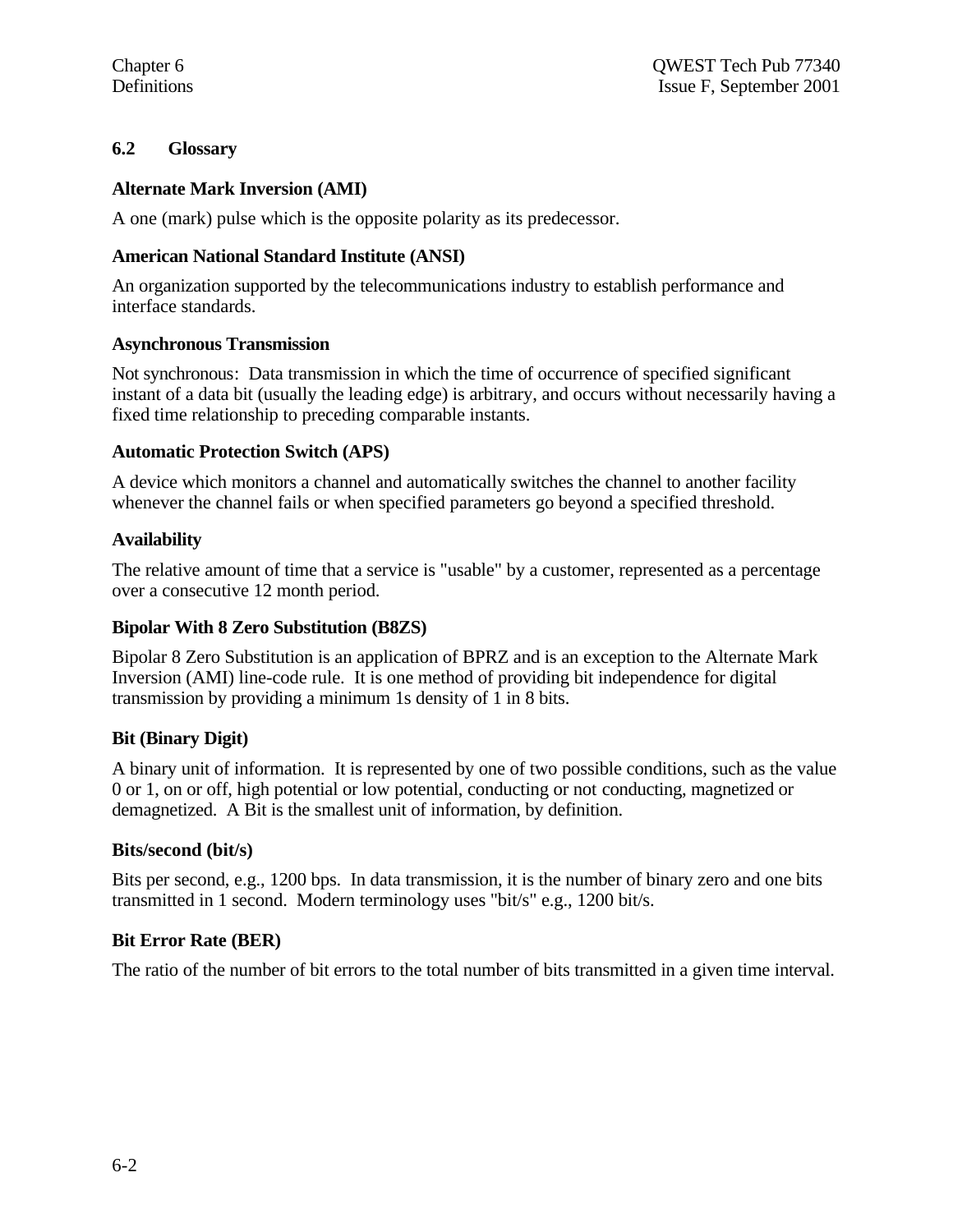## 6.2 Glossary

**Alternate Mark Inversion (AMI)**

A one (mark) pulse which is the opposite polarity as its predecessor.

**American National Standard Institute (ANSI)**

An organization supported by the telecommunications industry to establish performance and interface standards.

**Asynchronous Transmission**

Not synchronous: Data transmission in which the time of occurrence of specified significant instant of a data bit (usually the leading edge) is arbitrary, and occurs without necessarily having a fixed time relationship to preceding comparable instants.

**Automatic Protection Switch (APS)**

A device which monitors a channel and automatically switches the channel to another facility whenever the channel fails or when specified parameters go beyond a specified threshold.

**Availability**

The relative amount of time that a service is "usable" by a customer, represented as a percentage over a consecutive 12 month period.

**Bipolar With 8 Zero Substitution (B8ZS)**

Bipolar 8 Zero Substitution is an application of BPRZ and is an exception to the Alternate Mark Inversion (AMI) line-code rule. It is one method of providing bit independence for digital transmission by providing a minimum 1s density of 1 in 8 bits.

**Bit (Binary Digit)**

A binary unit of information. It is represented by one of two possible conditions, such as the value 0 or 1, on or off, high potential or low potential, conducting or not conducting, magnetized or demagnetized. A Bit is the smallest unit of information, by definition.

**Bits/second (bit/s)**

Bits per second, e.g., 1200 bps. In data transmission, it is the number of binary zero and one bits transmitted in 1 second. Modern terminology uses "bit/s" e.g., 1200 bit/s.

**Bit Error Rate (BER)**

The ratio of the number of bit errors to the total number of bits transmitted in a given time interval.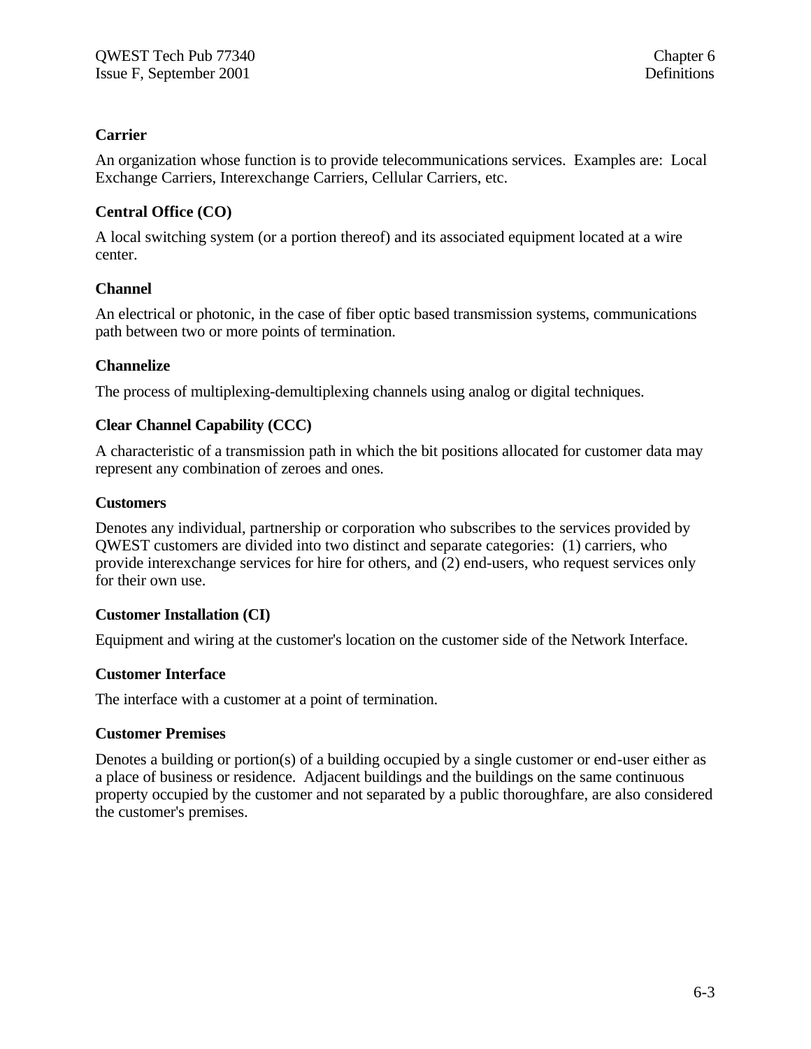**Carrier**

An organization whose function is to provide telecommunications services. Examples are: Local Exchange Carriers, Interexchange Carriers, Cellular Carriers, etc.

**Central Office (CO)**

A local switching system (or a portion thereof) and its associated equipment located at a wire center.

**Channel**

An electrical or photonic, in the case of fiber optic based transmission systems, communications path between two or more points of termination.

**Channelize**

The process of multiplexing-demultiplexing channels using analog or digital techniques.

**Clear Channel Capability (CCC)**

A characteristic of a transmission path in which the bit positions allocated for customer data may represent any combination of zeroes and ones.

**Customers**

Denotes any individual, partnership or corporation who subscribes to the services provided by QWEST customers are divided into two distinct and separate categories: (1) carriers, who provide interexchange services for hire for others, and (2) end-users, who request services only for their own use.

**Customer Installation (CI)**

Equipment and wiring at the customer's location on the customer side of the Network Interface.

**Customer Interface**

The interface with a customer at a point of termination.

**Customer Premises**

Denotes a building or portion(s) of a building occupied by a single customer or end-user either as a place of business or residence. Adjacent buildings and the buildings on the same continuous property occupied by the customer and not separated by a public thoroughfare, are also considered the customer's premises.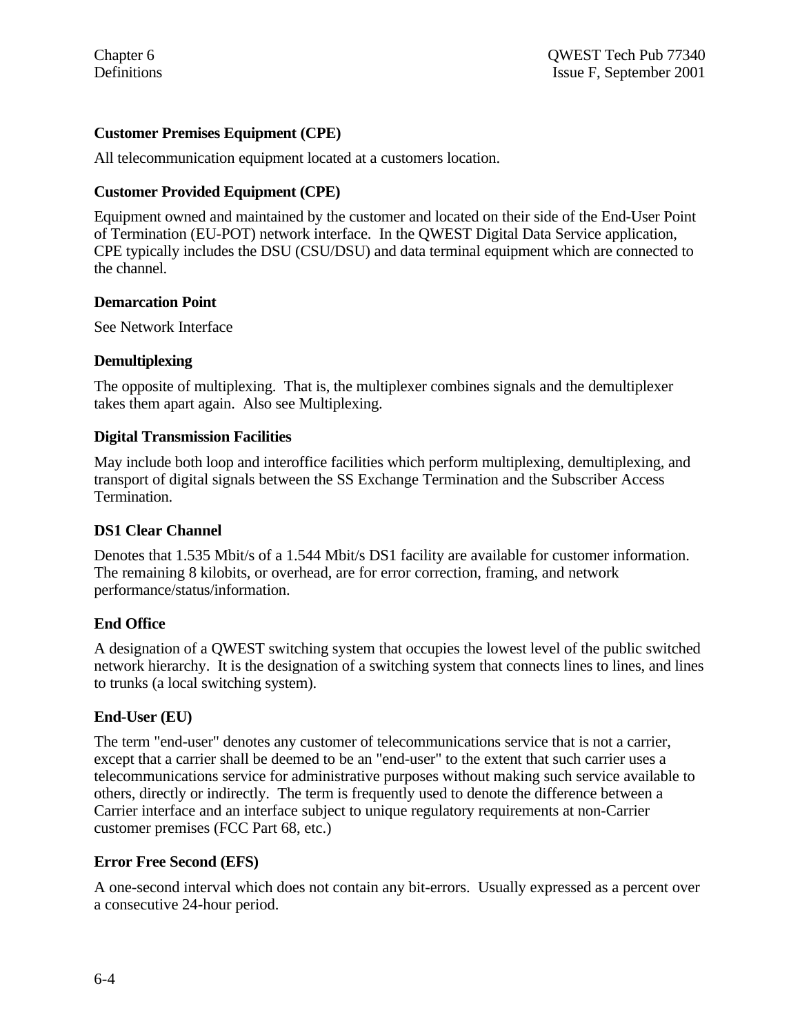**Customer Premises Equipment (CPE)**

All telecommunication equipment located at a customers location.

**Customer Provided Equipment (CPE)**

Equipment owned and maintained by the customer and located on their side of the End-User Point of Termination (EU-POT) network interface. In the QWEST Digital Data Service application, CPE typically includes the DSU (CSU/DSU) and data terminal equipment which are connected to the channel.

**Demarcation Point**

See Network Interface

**Demultiplexing**

The opposite of multiplexing. That is, the multiplexer combines signals and the demultiplexer takes them apart again. Also see Multiplexing.

**Digital Transmission Facilities**

May include both loop and interoffice facilities which perform multiplexing, demultiplexing, and transport of digital signals between the SS Exchange Termination and the Subscriber Access Termination.

**DS1 Clear Channel**

Denotes that 1.535 Mbit/s of a 1.544 Mbit/s DS1 facility are available for customer information. The remaining 8 kilobits, or overhead, are for error correction, framing, and network performance/status/information.

**End Office**

A designation of a QWEST switching system that occupies the lowest level of the public switched network hierarchy. It is the designation of a switching system that connects lines to lines, and lines to trunks (a local switching system).

**End-User (EU)**

The term "end-user" denotes any customer of telecommunications service that is not a carrier, except that a carrier shall be deemed to be an "end-user" to the extent that such carrier uses a telecommunications service for administrative purposes without making such service available to others, directly or indirectly. The term is frequently used to denote the difference between a Carrier interface and an interface subject to unique regulatory requirements at non-Carrier customer premises (FCC Part 68, etc.)

**Error Free Second (EFS)**

A one-second interval which does not contain any bit-errors. Usually expressed as a percent over a consecutive 24-hour period.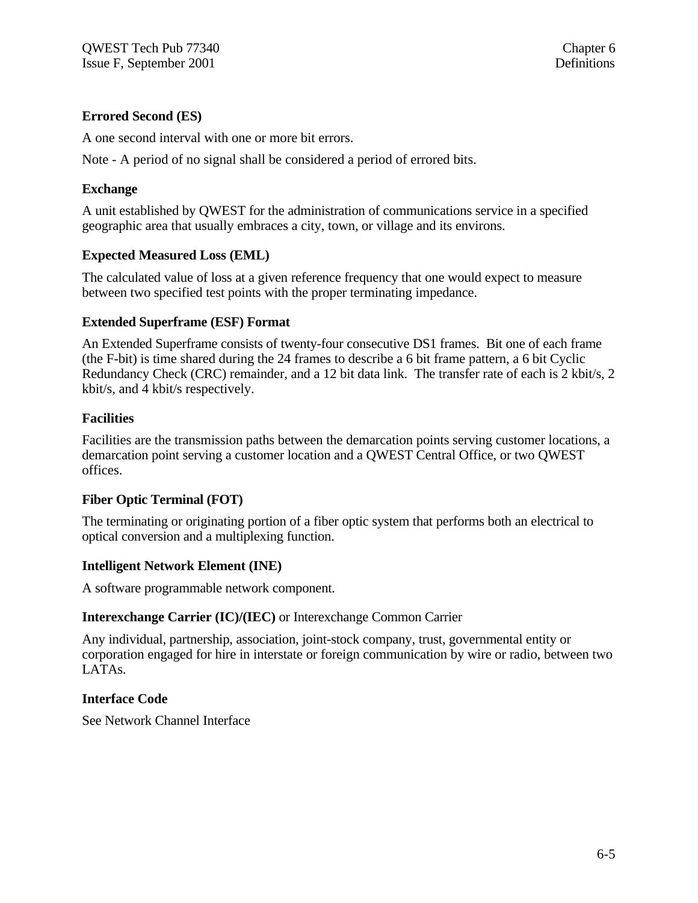**Errored Second (ES)**

A one second interval with one or more bit errors.

Note - A period of no signal shall be considered a period of errored bits.

**Exchange**

A unit established by QWEST for the administration of communications service in a specified geographic area that usually embraces a city, town, or village and its environs.

**Expected Measured Loss (EML)**

The calculated value of loss at a given reference frequency that one would expect to measure between two specified test points with the proper terminating impedance.

**Extended Superframe (ESF) Format**

An Extended Superframe consists of twenty-four consecutive DS1 frames. Bit one of each frame (the F-bit) is time shared during the 24 frames to describe a 6 bit frame pattern, a 6 bit Cyclic Redundancy Check (CRC) remainder, and a 12 bit data link. The transfer rate of each is 2 kbit/s, 2 kbit/s, and 4 kbit/s respectively.

**Facilities**

Facilities are the transmission paths between the demarcation points serving customer locations, a demarcation point serving a customer location and a QWEST Central Office, or two QWEST offices.

**Fiber Optic Terminal (FOT)**

The terminating or originating portion of a fiber optic system that performs both an electrical to optical conversion and a multiplexing function.

**Intelligent Network Element (INE)**

A software programmable network component.

**Interexchange Carrier (IC)/(IEC)** or Interexchange Common Carrier

Any individual, partnership, association, joint-stock company, trust, governmental entity or corporation engaged for hire in interstate or foreign communication by wire or radio, between two LATAs.

**Interface Code**

See Network Channel Interface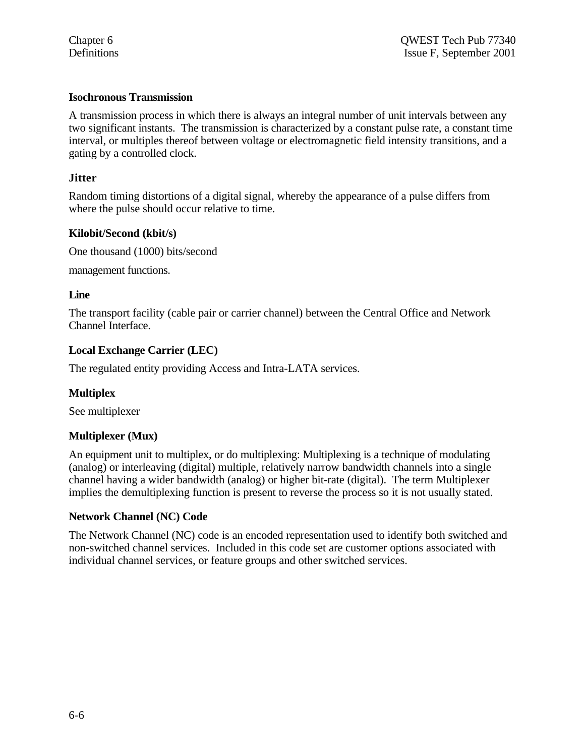**Isochronous Transmission**

A transmission process in which there is always an integral number of unit intervals between any two significant instants. The transmission is characterized by a constant pulse rate, a constant time interval, or multiples thereof between voltage or electromagnetic field intensity transitions, and a gating by a controlled clock.

**Jitter**

Random timing distortions of a digital signal, whereby the appearance of a pulse differs from where the pulse should occur relative to time.

**Kilobit/Second (kbit/s)**

One thousand (1000) bits/second

management functions.

**Line**

The transport facility (cable pair or carrier channel) between the Central Office and Network Channel Interface.

**Local Exchange Carrier (LEC)**

The regulated entity providing Access and Intra-LATA services.

**Multiplex**

See multiplexer

**Multiplexer (Mux)**

An equipment unit to multiplex, or do multiplexing: Multiplexing is a technique of modulating (analog) or interleaving (digital) multiple, relatively narrow bandwidth channels into a single channel having a wider bandwidth (analog) or higher bit-rate (digital). The term Multiplexer implies the demultiplexing function is present to reverse the process so it is not usually stated.

**Network Channel (NC) Code**

The Network Channel (NC) code is an encoded representation used to identify both switched and non-switched channel services. Included in this code set are customer options associated with individual channel services, or feature groups and other switched services.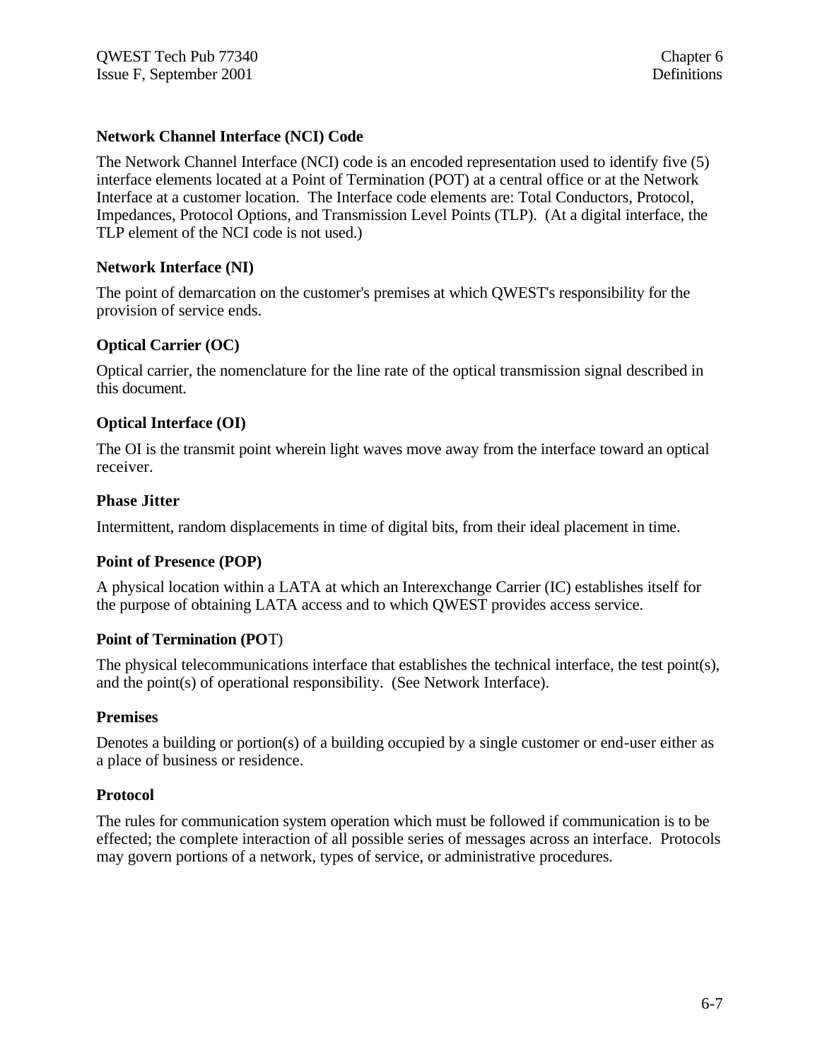**Network Channel Interface (NCI) Code**

The Network Channel Interface (NCI) code is an encoded representation used to identify five (5) interface elements located at a Point of Termination (POT) at a central office or at the Network Interface at a customer location. The Interface code elements are: Total Conductors, Protocol, Impedances, Protocol Options, and Transmission Level Points (TLP). (At a digital interface, the TLP element of the NCI code is not used.)

**Network Interface (NI)**

The point of demarcation on the customer's premises at which QWEST's responsibility for the provision of service ends.

**Optical Carrier (OC)**

Optical carrier, the nomenclature for the line rate of the optical transmission signal described in this document.

**Optical Interface (OI)**

The OI is the transmit point wherein light waves move away from the interface toward an optical receiver.

**Phase Jitter**

Intermittent, random displacements in time of digital bits, from their ideal placement in time.

**Point of Presence (POP)**

A physical location within a LATA at which an Interexchange Carrier (IC) establishes itself for the purpose of obtaining LATA access and to which QWEST provides access service.

**Point of Termination (PO**T)

The physical telecommunications interface that establishes the technical interface, the test point(s), and the point(s) of operational responsibility. (See Network Interface).

**Premises**

Denotes a building or portion(s) of a building occupied by a single customer or end-user either as a place of business or residence.

**Protocol**

The rules for communication system operation which must be followed if communication is to be effected; the complete interaction of all possible series of messages across an interface. Protocols may govern portions of a network, types of service, or administrative procedures.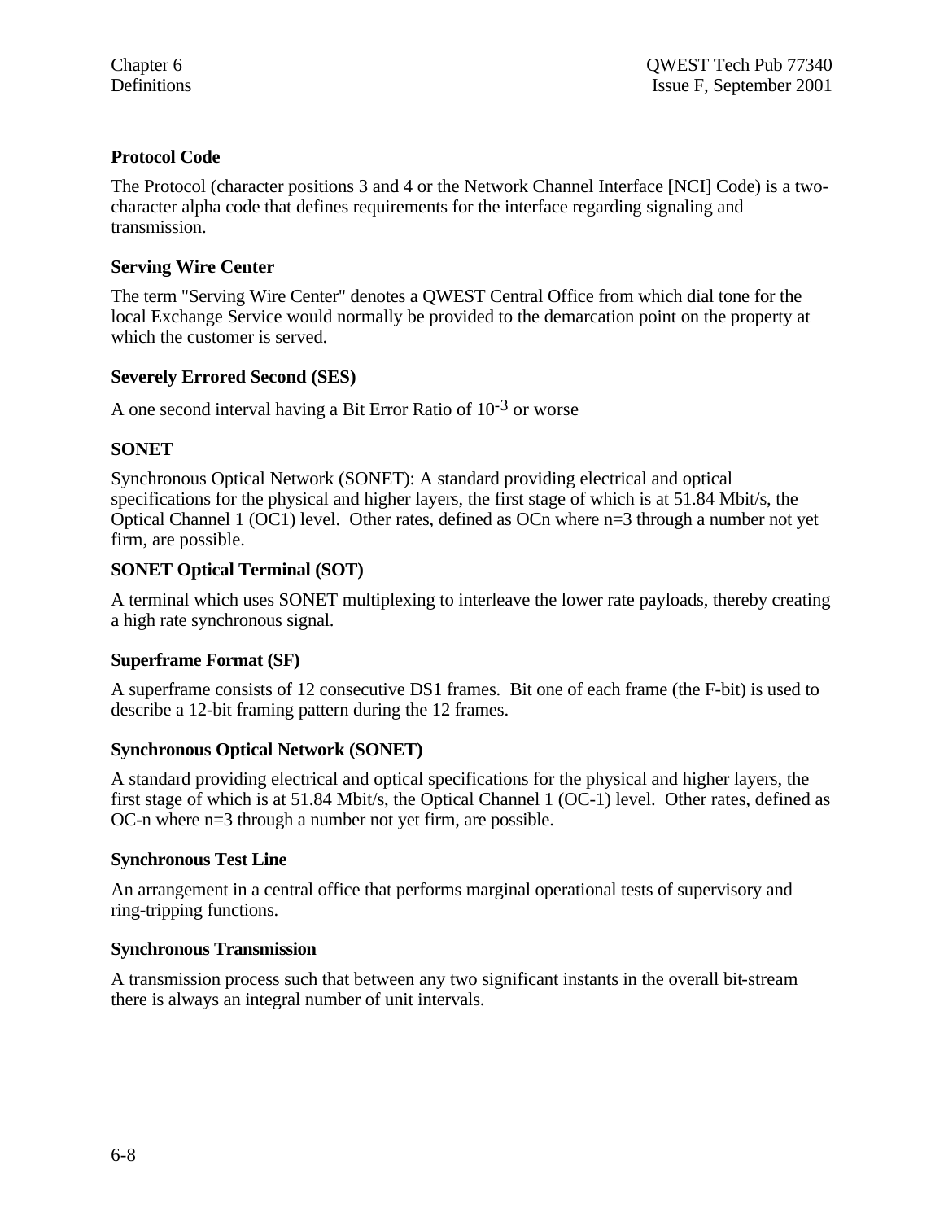### Protocol Code

The Protocol (character positions 3 and 4 or the Network Channel Interface [NCI] Code) is a two-character alpha code that defines requirements for the interface regarding signaling and transmission.

### Serving Wire Center

The term "Serving Wire Center" denotes a QWEST Central Office from which dial tone for the local Exchange Service would normally be provided to the demarcation point on the property at which the customer is served.

### Severely Errored Second (SES)

A one second interval having a Bit Error Ratio of $10^{-3}$ or worse

### SONET

Synchronous Optical Network (SONET): A standard providing electrical and optical specifications for the physical and higher layers, the first stage of which is at 51.84 Mbit/s, the Optical Channel 1 (OC1) level. Other rates, defined as OCn where n=3 through a number not yet firm, are possible.

### SONET Optical Terminal (SOT)

A terminal which uses SONET multiplexing to interleave the lower rate payloads, thereby creating a high rate synchronous signal.

### Superframe Format (SF)

A superframe consists of 12 consecutive DS1 frames. Bit one of each frame (the F-bit) is used to describe a 12-bit framing pattern during the 12 frames.

### Synchronous Optical Network (SONET)

A standard providing electrical and optical specifications for the physical and higher layers, the first stage of which is at 51.84 Mbit/s, the Optical Channel 1 (OC-1) level. Other rates, defined as OC-n where n=3 through a number not yet firm, are possible.

### Synchronous Test Line

An arrangement in a central office that performs marginal operational tests of supervisory and ring-tripping functions.

### Synchronous Transmission

A transmission process such that between any two significant instants in the overall bit-stream there is always an integral number of unit intervals.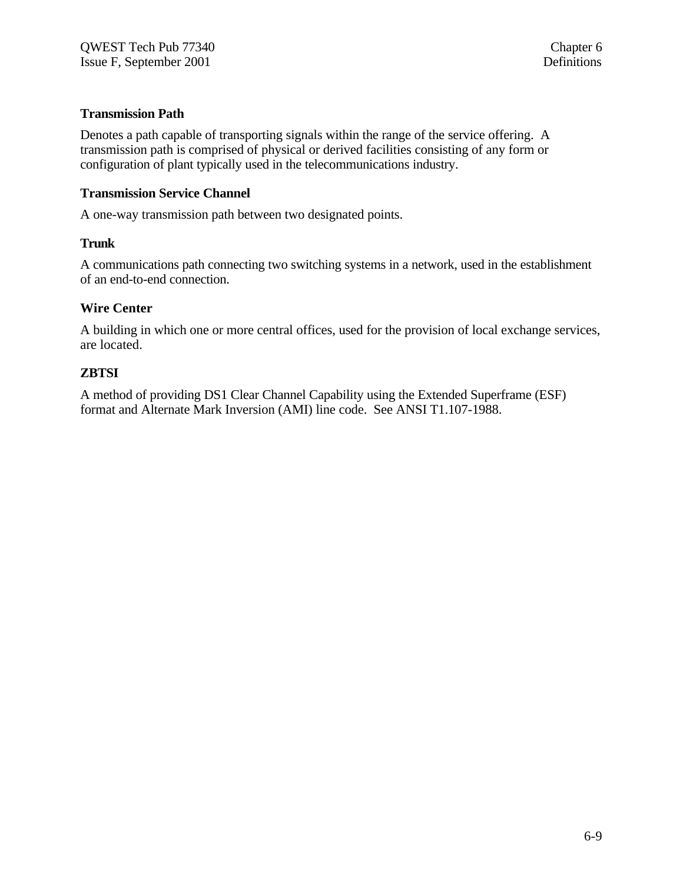**Transmission Path**

Denotes a path capable of transporting signals within the range of the service offering. A transmission path is comprised of physical or derived facilities consisting of any form or configuration of plant typically used in the telecommunications industry.

**Transmission Service Channel**

A one-way transmission path between two designated points.

**Trunk**

A communications path connecting two switching systems in a network, used in the establishment of an end-to-end connection.

**Wire Center**

A building in which one or more central offices, used for the provision of local exchange services, are located.

**ZBTSI**

A method of providing DS1 Clear Channel Capability using the Extended Superframe (ESF) format and Alternate Mark Inversion (AMI) line code. See ANSI T1.107-1988.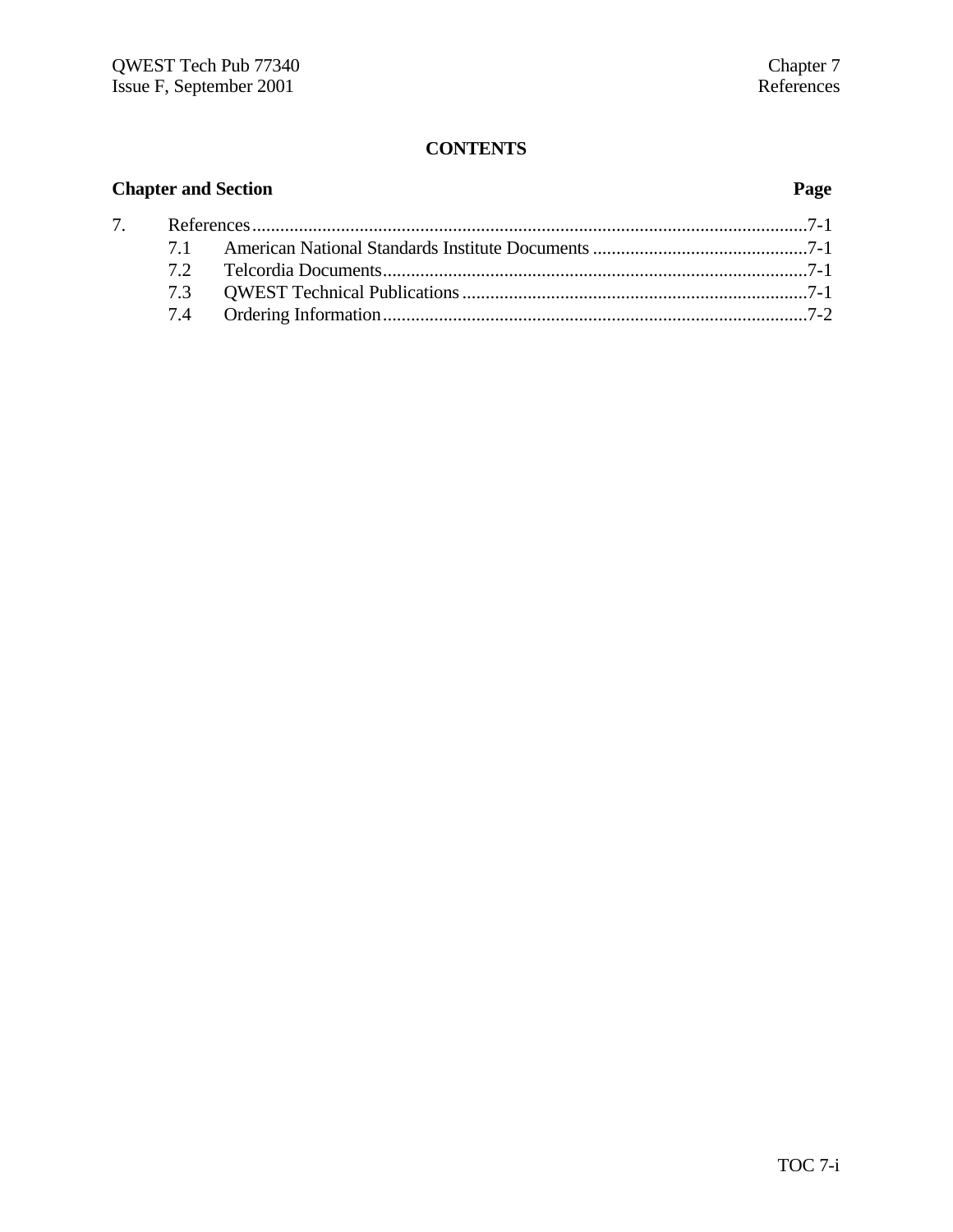**CONTENTS**

| Chapter and Section | | Page |
|---|---|---|
| 7. | References | 7-1 |
| 7.1 | American National Standards Institute Documents | 7-1 |
| 7.2 | Telcordia Documents | 7-1 |
| 7.3 | QWEST Technical Publications | 7-1 |
| 7.4 | Ordering Information | 7-2 |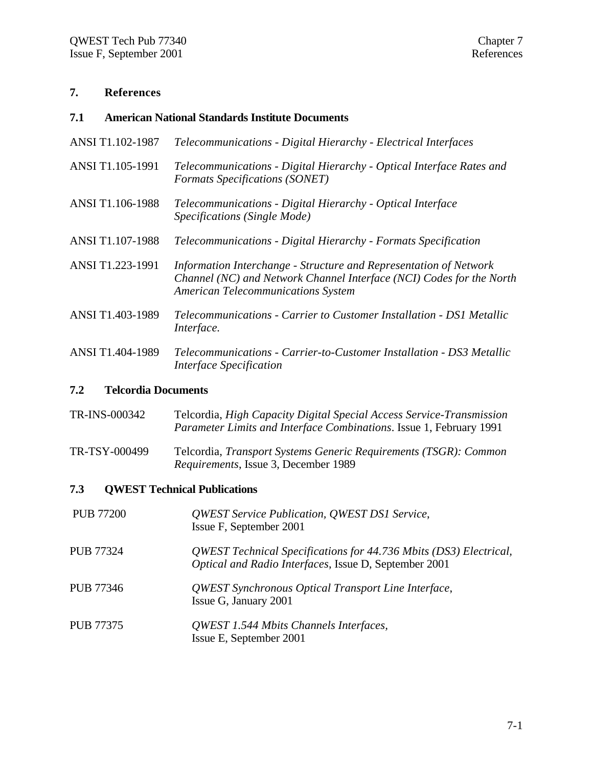# 7. References

## 7.1 American National Standards Institute Documents

| | |
|---|---|
| ANSI T1.102-1987 | *Telecommunications - Digital Hierarchy - Electrical Interfaces* |
| ANSI T1.105-1991 | *Telecommunications - Digital Hierarchy - Optical Interface Rates and Formats Specifications (SONET)* |
| ANSI T1.106-1988 | *Telecommunications - Digital Hierarchy - Optical Interface Specifications (Single Mode)* |
| ANSI T1.107-1988 | *Telecommunications - Digital Hierarchy - Formats Specification* |
| ANSI T1.223-1991 | *Information Interchange - Structure and Representation of Network Channel (NC) and Network Channel Interface (NCI) Codes for the North American Telecommunications System* |
| ANSI T1.403-1989 | *Telecommunications - Carrier to Customer Installation - DS1 Metallic Interface.* |
| ANSI T1.404-1989 | *Telecommunications - Carrier-to-Customer Installation - DS3 Metallic Interface Specification* |

## 7.2 Telcordia Documents

| | |
|---|---|
| TR-INS-000342 | Telcordia, *High Capacity Digital Special Access Service-Transmission Parameter Limits and Interface Combinations*. Issue 1, February 1991 |
| TR-TSY-000499 | Telcordia, *Transport Systems Generic Requirements (TSGR): Common Requirements*, Issue 3, December 1989 |

## 7.3 QWEST Technical Publications

| | |
|---|---|
| PUB 77200 | *QWEST Service Publication, QWEST DS1 Service*, Issue F, September 2001 |
| PUB 77324 | *QWEST Technical Specifications for 44.736 Mbits (DS3) Electrical, Optical and Radio Interfaces*, Issue D, September 2001 |
| PUB 77346 | *QWEST Synchronous Optical Transport Line Interface*, Issue G, January 2001 |
| PUB 77375 | *QWEST 1.544 Mbits Channels Interfaces*, Issue E, September 2001 |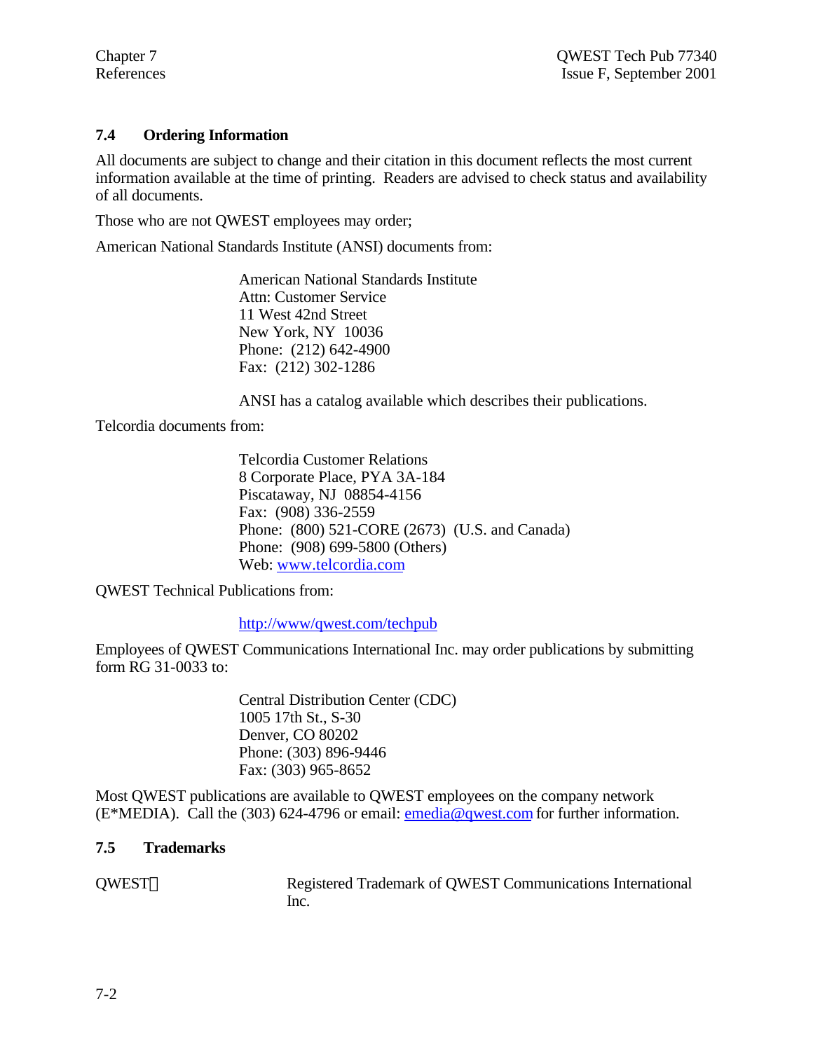## 7.4 Ordering Information

All documents are subject to change and their citation in this document reflects the most current information available at the time of printing. Readers are advised to check status and availability of all documents.

Those who are not QWEST employees may order;

American National Standards Institute (ANSI) documents from:

> American National Standards Institute
> Attn: Customer Service
> 11 West 42nd Street
> New York, NY 10036
> Phone: (212) 642-4900
> Fax: (212) 302-1286
>
> ANSI has a catalog available which describes their publications.

Telcordia documents from:

> Telcordia Customer Relations
> 8 Corporate Place, PYA 3A-184
> Piscataway, NJ 08854-4156
> Fax: (908) 336-2559
> Phone: (800) 521-CORE (2673) (U.S. and Canada)
> Phone: (908) 699-5800 (Others)
> Web: www.telcordia.com

QWEST Technical Publications from:

> http://www/qwest.com/techpub

Employees of QWEST Communications International Inc. may order publications by submitting form RG 31-0033 to:

> Central Distribution Center (CDC)
> 1005 17th St., S-30
> Denver, CO 80202
> Phone: (303) 896-9446
> Fax: (303) 965-8652

Most QWEST publications are available to QWEST employees on the company network (E*MEDIA). Call the (303) 624-4796 or email: emedia@qwest.com for further information.

## 7.5 Trademarks

| | |
|---|---|
| QWEST® | Registered Trademark of QWEST Communications International Inc. |